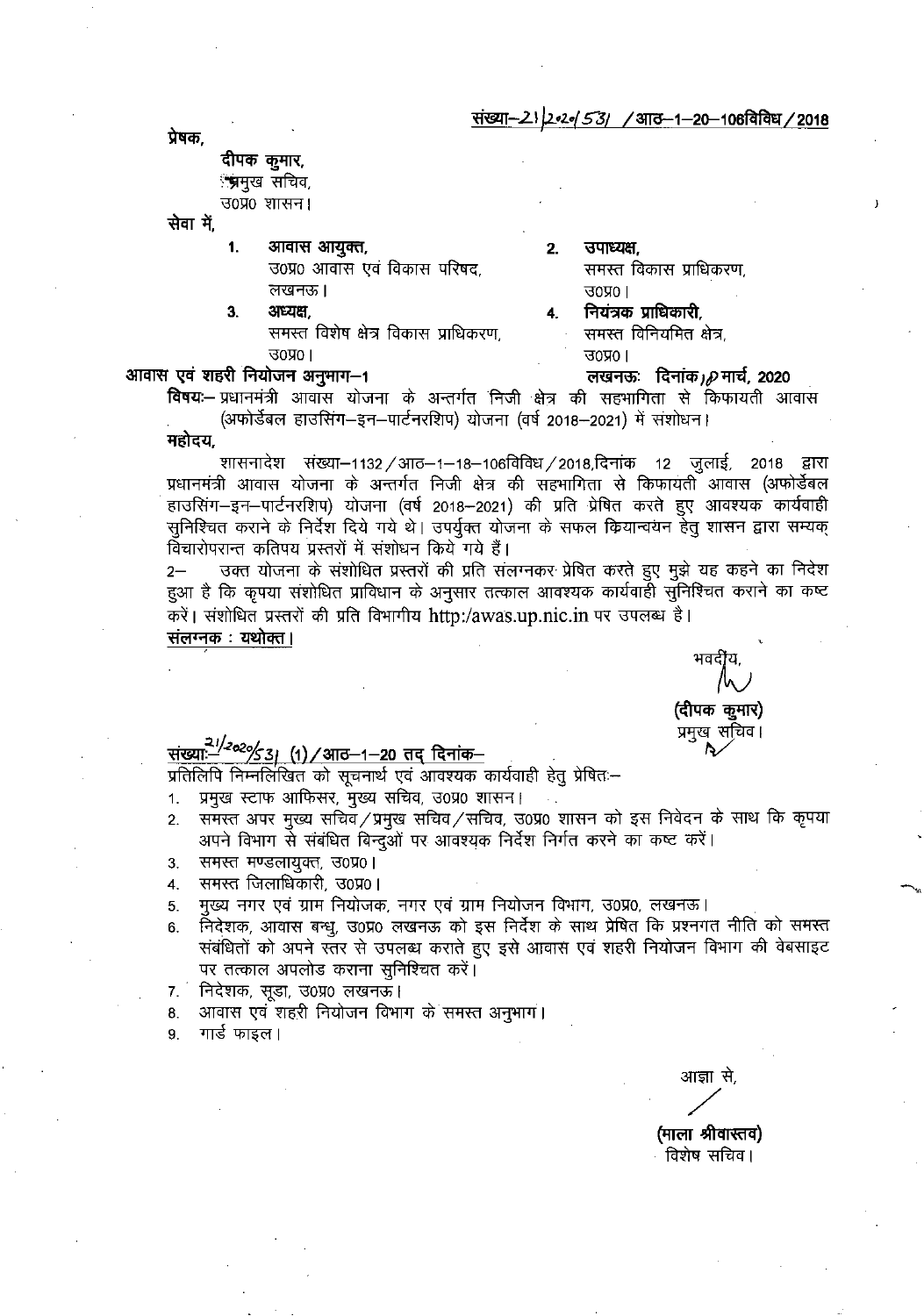संख्या–21/2020/531 /आठ–1–20–106विविध/2018

प्रेषक,

दीपक कुमार,
प्रमुख सचिव,
उ0प्र0 शासन।

सेवा में,

1. आवास आयुक्त,
   उ0प्र0 आवास एवं विकास परिषद,
   लखनऊ।
2. उपाध्यक्ष,
   समस्त विकास प्राधिकरण,
   उ0प्र0।
3. अध्यक्ष,
   समस्त विशेष क्षेत्र विकास प्राधिकरण,
   उ0प्र0।
4. नियंत्रक प्राधिकारी,
   समस्त विनियमित क्षेत्र,
   उ0प्र0।

आवास एवं शहरी नियोजन अनुभाग–1 लखनऊः दिनांक 10 मार्च, 2020

**विषयः–** प्रधानमंत्री आवास योजना के अन्तर्गत निजी क्षेत्र की सहभागिता से किफायती आवास (अफोर्डेबल हाउसिंग–इन–पार्टनरशिप) योजना (वर्ष 2018–2021) में संशोधन।

महोदय,

शासनादेश संख्या–1132/आठ–1–18–106विविध/2018,दिनांक 12 जुलाई, 2018 द्वारा प्रधानमंत्री आवास योजना के अन्तर्गत निजी क्षेत्र की सहभागिता से किफायती आवास (अफोर्डेबल हाउसिंग–इन–पार्टनरशिप) योजना (वर्ष 2018–2021) की प्रति प्रेषित करते हुए आवश्यक कार्यवाही सुनिश्चित कराने के निर्देश दिये गये थे। उपर्युक्त योजना के सफल क्रियान्वयन हेतु शासन द्वारा सम्यक् विचारोपरान्त कतिपय प्रस्तरों में संशोधन किये गये हैं।

2– उक्त योजना के संशोधित प्रस्तरों की प्रति संलग्नकर प्रेषित करते हुए मुझे यह कहने का निदेश हुआ है कि कृपया संशोधित प्राविधान के अनुसार तत्काल आवश्यक कार्यवाही सुनिश्चित कराने का कष्ट करें। संशोधित प्रस्तरों की प्रति विभागीय http:/awas.up.nic.in पर उपलब्ध है।

**संलग्नक : यथोक्त।**

भवदीय,

(दीपक कुमार)
प्रमुख सचिव।

संख्याः–21/2020/531 (1)/आठ–1–20 तद् दिनांक–

प्रतिलिपि निम्नलिखित को सूचनार्थ एवं आवश्यक कार्यवाही हेतु प्रेषितः–

1. प्रमुख स्टाफ आफिसर, मुख्य सचिव, उ0प्र0 शासन।
2. समस्त अपर मुख्य सचिव/प्रमुख सचिव/सचिव, उ0प्र0 शासन को इस निवेदन के साथ कि कृपया अपने विभाग से संबंधित बिन्दुओं पर आवश्यक निर्देश निर्गत करने का कष्ट करें।
3. समस्त मण्डलायुक्त, उ0प्र0।
4. समस्त जिलाधिकारी, उ0प्र0।
5. मुख्य नगर एवं ग्राम नियोजक, नगर एवं ग्राम नियोजन विभाग, उ0प्र0, लखनऊ।
6. निदेशक, आवास बन्धु, उ0प्र0 लखनऊ को इस निर्देश के साथ प्रेषित कि प्रश्नगत नीति को समस्त संबंधितों को अपने स्तर से उपलब्ध कराते हुए इसे आवास एवं शहरी नियोजन विभाग की वेबसाइट पर तत्काल अपलोड कराना सुनिश्चित करें।
7. निदेशक, सूडा, उ0प्र0 लखनऊ।
8. आवास एवं शहरी नियोजन विभाग के समस्त अनुभाग।
9. गार्ड फाइल।

आज्ञा से,

(माला श्रीवास्तव)
विशेष सचिव।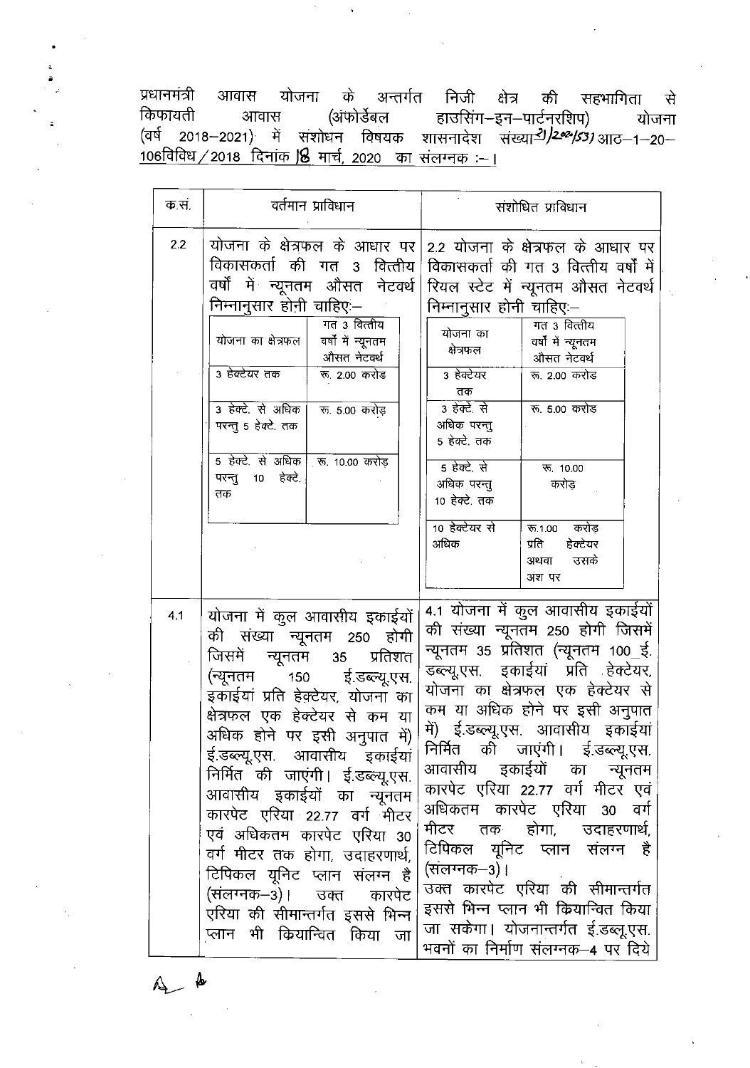प्रधानमंत्री आवास योजना के अन्तर्गत निजी क्षेत्र की सहभागिता से किफायती आवास (अंफोर्डेबल हाउसिंग–इन–पार्टनरशिप) योजना (वर्ष 2018–2021) में संशोधन विषयक शासनादेश संख्या–21/2020/53 आठ–1–20–106विविध/2018 दिनांक 18 मार्च, 2020 का संलग्नक :–।

<table>
<tr>
<th>क.सं.</th>
<th>वर्तमान प्राविधान</th>
<th>संशोधित प्राविधान</th>
</tr>
<tr>
<td>2.2</td>
<td>

योजना के क्षेत्रफल के आधार पर विकासकर्ता की गत 3 वित्तीय वर्षों में न्यूनतम औसत नेटवर्थ निम्नानुसार होनी चाहिए:–

| योजना का क्षेत्रफल | गत 3 वित्तीय वर्षों में न्यूनतम औसत नेटवर्थ |
| --- | --- |
| 3 हेक्टेयर तक | रू. 2.00 करोड |
| 3 हेक्टे. से अधिक परन्तु 5 हेक्टे. तक | रू. 5.00 करोड़ |
| 5 हेक्टे. से अधिक परन्तु 10 हेक्टे. तक | रू. 10.00 करोड़ |

</td>
<td>

2.2 योजना के क्षेत्रफल के आधार पर विकासकर्ता की गत 3 वित्तीय वर्षों में रियल स्टेट में न्यूनतम औसत नेटवर्थ निम्नानुसार होनी चाहिए:–

| योजना का क्षेत्रफल | गत 3 वित्तीय वर्षों में न्यूनतम औसत नेटवर्थ |
| --- | --- |
| 3 हेक्टेयर तक | रू. 2.00 करोड |
| 3 हेक्टे. से अधिक परन्तु 5 हेक्टे. तक | रू. 5.00 करोड़ |
| 5 हेक्टे. से अधिक परन्तु 10 हेक्टे. तक | रू. 10.00 करोड़ |
| 10 हेक्टेयर से अधिक | रू.1.00 करोड़ प्रति हेक्टेयर अथवा उसके अंश पर |

</td>
</tr>
<tr>
<td>4.1</td>
<td>योजना में कुल आवासीय इकाईयों की संख्या न्यूनतम 250 होगी जिसमें न्यूनतम 35 प्रतिशत (न्यूनतम 150 ई.डब्ल्यू.एस. इकाईयां प्रति हेक्टेयर, योजना का क्षेत्रफल एक हेक्टेयर से कम या अधिक होने पर इसी अनुपात में) ई.डब्ल्यू.एस. आवासीय इकाईयां निर्मित की जाएंगी। ई.डब्ल्यू.एस. आवासीय इकाईयों का न्यूनतम कारपेट एरिया 22.77 वर्ग मीटर एवं अधिकतम कारपेट एरिया 30 वर्ग मीटर तक होगा, उदाहरणार्थ, टिपिकल यूनिट प्लान संलग्न है (संलग्नक–3)। उक्त कारपेट एरिया की सीमान्तर्गत इससे भिन्न प्लान भी कियान्वित किया जा</td>
<td>4.1 योजना में कुल आवासीय इकाईयों की संख्या न्यूनतम 250 होगी जिसमें न्यूनतम 35 प्रतिशत (न्यूनतम 100 ई. डब्ल्यू.एस. इकाईयां प्रति हेक्टेयर, योजना का क्षेत्रफल एक हेक्टेयर से कम या अधिक होने पर इसी अनुपात में) ई.डब्ल्यू.एस. आवासीय इकाईयां निर्मित की जाएंगी। ई.डब्ल्यू.एस. आवासीय इकाईयों का न्यूनतम कारपेट एरिया 22.77 वर्ग मीटर एवं अधिकतम कारपेट एरिया 30 वर्ग मीटर तक होगा, उदाहरणार्थ, टिपिकल यूनिट प्लान संलग्न है (संलग्नक–3)।<br>उक्त कारपेट एरिया की सीमान्तर्गत इससे भिन्न प्लान भी कियान्वित किया जा सकेगा। योजनान्तर्गत ई.डब्लू.एस. भवनों का निर्माण संलग्नक–4 पर दिये</td>
</tr>
</table>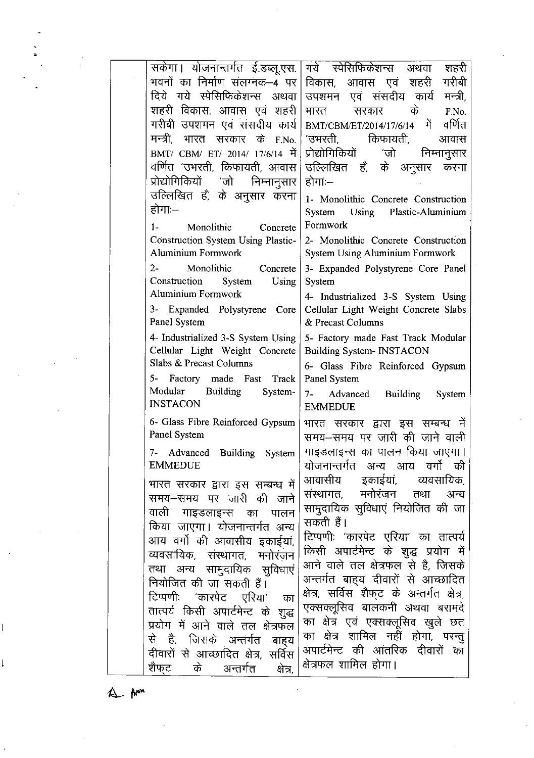| | | |
|---|---|---|
| | सकेगा। योजनान्तर्गत ई.डब्लू.एस. भवनों का निर्माण संलग्नक–4 पर दिये गये स्पेसिफिकेशन्स अथवा शहरी विकास, आवास एवं शहरी गरीबी उपशमन एवं संसदीय कार्य मन्त्री, भारत सरकार के F.No. BMT/ CBM/ ET/ 2014/ 17/6/14 में वर्णित 'उभरती, किफायती, आवास प्रोद्योगिकियों 'जो निम्नानुसार उल्लिखित है, के अनुसार करना होगा:–<br><br>1- Monolithic Concrete Construction System Using Plastic-Aluminium Formwork<br><br>2- Monolithic Concrete Construction System Using Aluminium Formwork<br><br>3- Expanded Polystyrene Core Panel System<br><br>4- Industrialized 3-S System Using Cellular Light Weight Concrete Slabs & Precast Columns<br><br>5- Factory made Fast Track Modular Building System-INSTACON<br><br>6- Glass Fibre Reinforced Gypsum Panel System<br><br>7- Advanced Building System EMMEDUE<br><br>भारत सरकार द्वारा इस सम्बन्ध में समय–समय पर जारी की जाने वाली गाइडलाइन्स का पालन किया जाएगा। योजनान्तर्गत अन्य आय वर्गो की आवासीय इकाईयां, व्यवसायिक, संस्थागत, मनोरंजन तथा अन्य सामुदायिक सुविधाएं नियोजित की जा सकती हैं।<br><br>टिप्पणी: 'कारपेट एरिया' का तात्पर्य किसी अपार्टमेन्ट के शुद्ध प्रयोग में आने वाले तल क्षेत्रफल से है, जिसके अन्तर्गत बाह्य दीवारों से आच्छादित क्षेत्र, सर्विस शैफ्ट के अन्तर्गत क्षेत्र, | गये स्पेसिफिकेशन्स अथवा शहरी विकास, आवास एवं शहरी गरीबी उपशमन एवं संसदीय कार्य मन्त्री, भारत सरकार के F.No. BMT/CBM/ET/2014/17/6/14 में वर्णित 'उभरती, किफायती, आवास प्रोद्योगिकियों 'जो निम्नानुसार उल्लिखित है, के अनुसार करना होगा:–<br><br>1- Monolithic Concrete Construction System Using Plastic-Aluminium Formwork<br><br>2- Monolithic Concrete Construction System Using Aluminium Formwork<br><br>3- Expanded Polystyrene Core Panel System<br><br>4- Industrialized 3-S System Using Cellular Light Weight Concrete Slabs & Precast Columns<br><br>5- Factory made Fast Track Modular Building System- INSTACON<br><br>6- Glass Fibre Reinforced Gypsum Panel System<br><br>7- Advanced Building System EMMEDUE<br><br>भारत सरकार द्वारा इस सम्बन्ध में समय–समय पर जारी की जाने वाली गाइडलाइन्स का पालन किया जाएगा। योजनान्तर्गत अन्य आय वर्गो की आवासीय इकाईयां, व्यवसायिक, संस्थागत, मनोरंजन तथा अन्य सामुदायिक सुविधाएं नियोजित की जा सकती हैं।<br><br>टिप्पणी: 'कारपेट एरिया' का तात्पर्य किसी अपार्टमेन्ट के शुद्ध प्रयोग में आने वाले तल क्षेत्रफल से है, जिसके अन्तर्गत बाह्य दीवारों से आच्छादित क्षेत्र, सर्विस शैफ्ट के अन्तर्गत क्षेत्र, एक्सक्लूसिव बालकनी अथवा बरामदे का क्षेत्र एवं एक्सक्लूसिव खुले छत का क्षेत्र शामिल नहीं होगा, परन्तु अपार्टमेन्ट की आंतरिक दीवारों का क्षेत्रफल शामिल होगा। |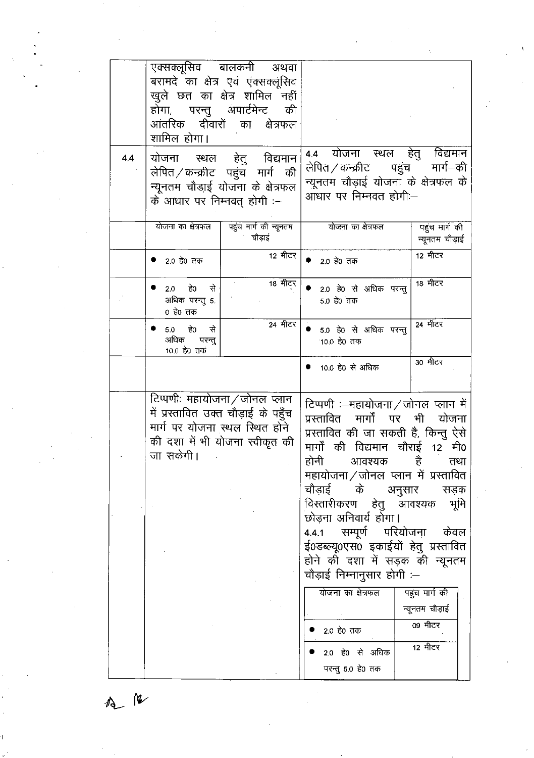| | | |
|---|---|---|
| | एक्सक्लूसिव बालकनी अथवा बरामदे का क्षेत्र एवं एक्सक्लूसिव खुले छत का क्षेत्र शामिल नहीं होगा, परन्तु अपार्टमेन्ट की आंतरिक दीवारों का क्षेत्रफल शामिल होगा। | |
| 4.4 | योजना स्थल हेतु विद्यमान लेपित/कन्क्रीट पहुंच मार्ग की न्यूनतम चौड़ाई योजना के क्षेत्रफल के आधार पर निम्नवत् होगी :- | 4.4 योजना स्थल हेतु विद्यमान लेपित/कन्क्रीट पहुंच मार्ग–की न्यूनतम चौड़ाई योजना के क्षेत्रफल के आधार पर निम्नवत होगी:– |

| | योजना का क्षेत्रफल | पहुंच मार्ग की न्यूनतम चौड़ाई | योजना का क्षेत्रफल | पहुंच मार्ग की न्यूनतम चौड़ाई |
|---|---|---|---|---|
| | • 2.0 हे0 तक | 12 मीटर | • 2.0 हे0 तक | 12 मीटर |
| | • 2.0 हे0 से अधिक परन्तु 5.0 हे0 तक | 18 मीटर | • 2.0 हे0 से अधिक परन्तु 5.0 हे0 तक | 18 मीटर |
| | • 5.0 हे0 से अधिक परन्तु 10.0 हे0 तक | 24 मीटर | • 5.0 हे0 से अधिक परन्तु 10.0 हे0 तक | 24 मीटर |
| | | | • 10.0 हे0 से अधिक | 30 मीटर |

| | | |
|---|---|---|
| | टिप्पणीः महायोजना/जोनल प्लान में प्रस्तावित उक्त चौड़ाई के पहुँच मार्ग पर योजना स्थल स्थित होने की दशा में भी योजना स्वीकृत की जा सकेगी। | टिप्पणी :–महायोजना/जोनल प्लान में प्रस्तावित मार्गों पर भी योजना प्रस्तावित की जा सकती है, किन्तु ऐसे मार्गों की विद्यमान चौराई 12 मी0 होनी आवश्यक है तथा महायोजना/जोनल प्लान में प्रस्तावित चौड़ाई के अनुसार सड़क विस्तारीकरण हेतु आवश्यक भूमि छोड़ना अनिवार्य होगा।<br><br>4.4.1 सम्पूर्ण परियोजना केवल ई0डब्ल्यू0एस0 इकाईयों हेतु प्रस्तावित होने की दशा में सड़क की न्यूनतम चौड़ाई निम्नानुसार होगी :– |

| योजना का क्षेत्रफल | पहुंच मार्ग की न्यूनतम चौड़ाई |
|---|---|
| • 2.0 हे0 तक | 09 मीटर |
| • 2.0 हे0 से अधिक परन्तु 5.0 हे0 तक | 12 मीटर |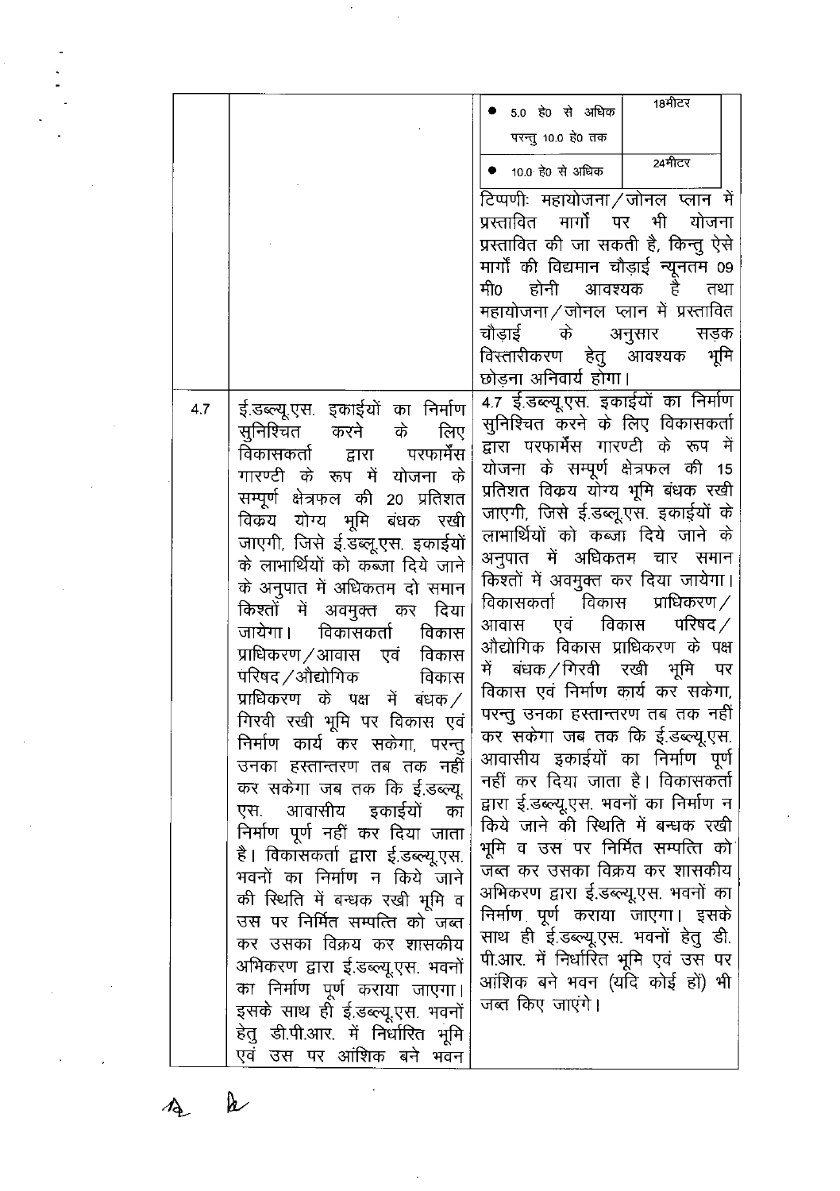| | | |
|---|---|---|
| | | • 5.0 हे0 से अधिक परन्तु 10.0 हे0 तक — 18मीटर<br>• 10.0 हे0 से अधिक — 24मीटर<br><br>टिप्पणीः महायोजना/जोनल प्लान में प्रस्तावित मार्गो पर भी योजना प्रस्तावित की जा सकती है, किन्तु ऐसे मार्गों की विद्यमान चौड़ाई न्यूनतम 09 मी0 होनी आवश्यक है तथा महायोजना/जोनल प्लान में प्रस्तावित चौड़ाई के अनुसार सड़क विस्तारीकरण हेतु आवश्यक भूमि छोड़ना अनिवार्य होगा। |
| 4.7 | ई.डब्ल्यू.एस. इकाईयों का निर्माण सुनिश्चित करने के लिए विकासकर्ता द्वारा परफार्मेंस गारण्टी के रूप में योजना के सम्पूर्ण क्षेत्रफल की 20 प्रतिशत विक्रय योग्य भूमि बंधक रखी जाएगी, जिसे ई.डब्लू.एस. इकाईयों के लाभार्थियों को कब्जा दिये जाने के अनुपात में अधिकतम दो समान किश्तों में अवमुक्त कर दिया जायेगा। विकासकर्ता विकास प्राधिकरण/आवास एवं विकास परिषद/औद्योगिक विकास प्राधिकरण के पक्ष में बंधक/गिरवी रखी भूमि पर विकास एवं निर्माण कार्य कर सकेगा, परन्तु उनका हस्तान्तरण तब तक नहीं कर सकेगा जब तक कि ई.डब्ल्यू. एस. आवासीय इकाईयों का निर्माण पूर्ण नहीं कर दिया जाता है। विकासकर्ता द्वारा ई.डब्ल्यू.एस. भवनों का निर्माण न किये जाने की स्थिति में बन्धक रखी भूमि व उस पर निर्मित सम्पत्ति को जब्त कर उसका विक्रय कर शासकीय अभिकरण द्वारा ई.डब्ल्यू.एस. भवनों का निर्माण पूर्ण कराया जाएगा। इसके साथ ही ई.डब्ल्यू.एस. भवनों हेतु डी.पी.आर. में निर्धारित भूमि एवं उस पर आंशिक बने भवन | 4.7 ई.डब्ल्यू.एस. इकाईयों का निर्माण सुनिश्चित करने के लिए विकासकर्ता द्वारा परफार्मेंस गारण्टी के रूप में योजना के सम्पूर्ण क्षेत्रफल की 15 प्रतिशत विक्रय योग्य भूमि बंधक रखी जाएगी, जिसे ई.डब्लू.एस. इकाईयों के लाभार्थियों को कब्जा दिये जाने के अनुपात में अधिकतम चार समान किश्तों में अवमुक्त कर दिया जायेगा। विकासकर्ता विकास प्राधिकरण/आवास एवं विकास परिषद/औद्योगिक विकास प्राधिकरण के पक्ष में बंधक/गिरवी रखी भूमि पर विकास एवं निर्माण कार्य कर सकेगा, परन्तु उनका हस्तान्तरण तब तक नहीं कर सकेगा जब तक कि ई.डब्ल्यू.एस. आवासीय इकाईयों का निर्माण पूर्ण नहीं कर दिया जाता है। विकासकर्ता द्वारा ई.डब्ल्यू.एस. भवनों का निर्माण न किये जाने की स्थिति में बन्धक रखी भूमि व उस पर निर्मित सम्पत्ति को जब्त कर उसका विक्रय कर शासकीय अभिकरण द्वारा ई.डब्ल्यू.एस. भवनों का निर्माण पूर्ण कराया जाएगा। इसके साथ ही ई.डब्ल्यू.एस. भवनों हेतु डी. पी.आर. में निर्धारित भूमि एवं उस पर आंशिक बने भवन (यदि कोई हों) भी जब्त किए जाएंगे। |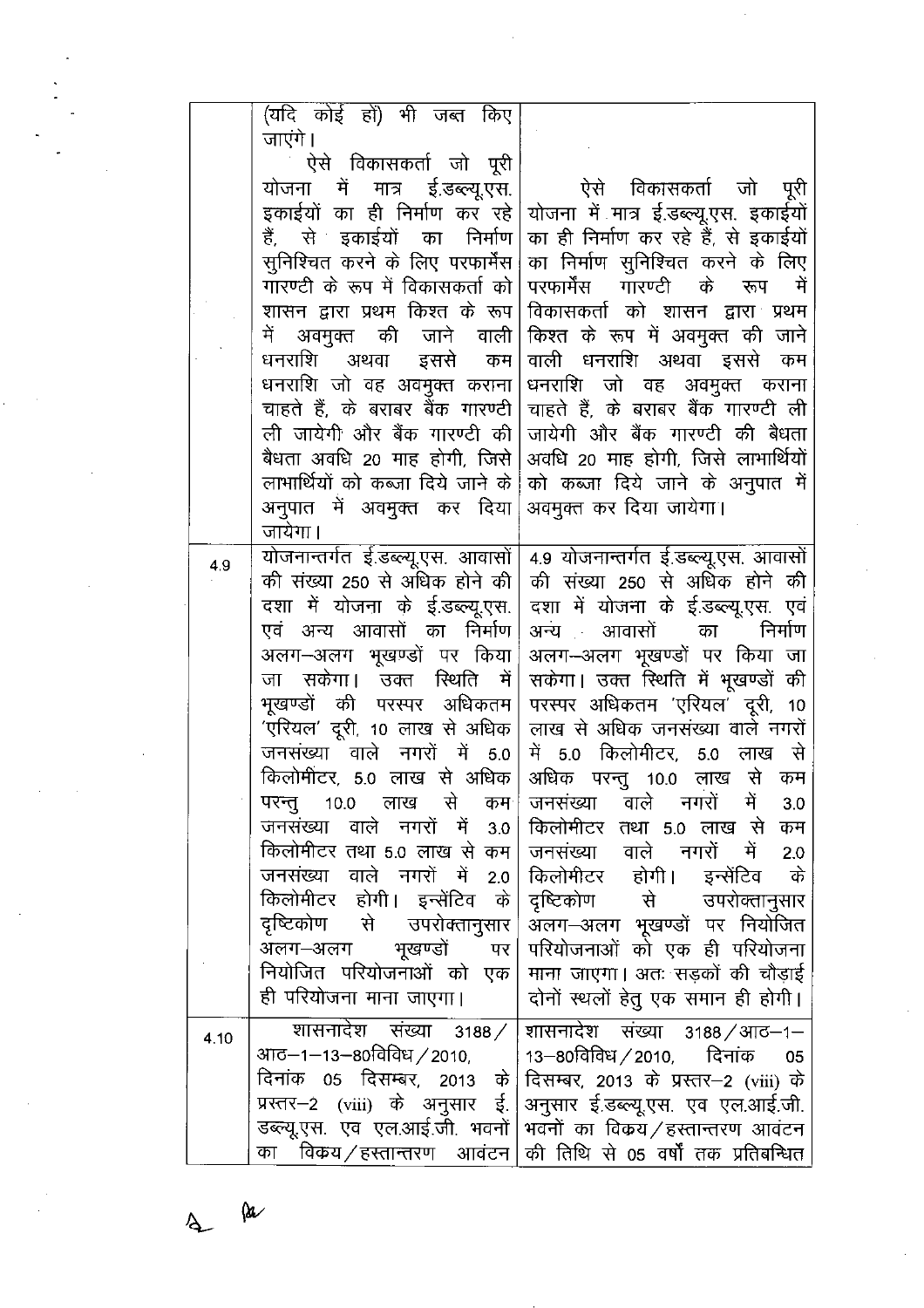| | | |
|---|---|---|
| | (यदि कोई हों) भी जब्त किए जाएंगे। ऐसे विकासकर्ता जो पूरी योजना में मात्र ई.डब्ल्यू.एस. इकाईयों का ही निर्माण कर रहे हैं, से इकाईयों का निर्माण सुनिश्चित करने के लिए परफार्मेंस गारण्टी के रूप में विकासकर्ता को शासन द्वारा प्रथम किश्त के रूप में अवमुक्त की जाने वाली धनराशि अथवा इससे कम धनराशि जो वह अवमुक्त कराना चाहते हैं, के बराबर बैंक गारण्टी ली जायेगी और बैंक गारण्टी की बैधता अवधि 20 माह होगी, जिसे लाभार्थियों को कब्जा दिये जाने के अनुपात में अवमुक्त कर दिया जायेगा। | ऐसे विकासकर्ता जो पूरी योजना में मात्र ई.डब्ल्यू.एस. इकाईयों का ही निर्माण कर रहे हैं, से इकाईयों का निर्माण सुनिश्चित करने के लिए परफार्मेंस गारण्टी के रूप में विकासकर्ता को शासन द्वारा प्रथम किश्त के रूप में अवमुक्त की जाने वाली धनराशि अथवा इससे कम धनराशि जो वह अवमुक्त कराना चाहते हैं, के बराबर बैंक गारण्टी ली जायेगी और बैंक गारण्टी की बैधता अवधि 20 माह होगी, जिसे लाभार्थियों को कब्जा दिये जाने के अनुपात में अवमुक्त कर दिया जायेगा। |
| 4.9 | योजनान्तर्गत ई.डब्ल्यू.एस. आवासों की संख्या 250 से अधिक होने की दशा में योजना के ई.डब्ल्यू.एस. एवं अन्य आवासों का निर्माण अलग–अलग भूखण्डों पर किया जा सकेगा। उक्त स्थिति में भूखण्डों की परस्पर अधिकतम 'एरियल' दूरी, 10 लाख से अधिक जनसंख्या वाले नगरों में 5.0 किलोमीटर, 5.0 लाख से अधिक परन्तु 10.0 लाख से कम जनसंख्या वाले नगरों में 3.0 किलोमीटर तथा 5.0 लाख से कम जनसंख्या वाले नगरों में 2.0 किलोमीटर होगी। इन्सेंटिव के दृष्टिकोण से उपरोक्तानुसार अलग–अलग भूखण्डों पर नियोजित परियोजनाओं को एक ही परियोजना माना जाएगा। | 4.9 योजनान्तर्गत ई.डब्ल्यू.एस. आवासों की संख्या 250 से अधिक होने की दशा में योजना के ई.डब्ल्यू.एस. एवं अन्य आवासों का निर्माण अलग–अलग भूखण्डों पर किया जा सकेगा। उक्त स्थिति में भूखण्डों की परस्पर अधिकतम 'एरियल' दूरी, 10 लाख से अधिक जनसंख्या वाले नगरों में 5.0 किलोमीटर, 5.0 लाख से अधिक परन्तु 10.0 लाख से कम जनसंख्या वाले नगरों में 3.0 किलोमीटर तथा 5.0 लाख से कम जनसंख्या वाले नगरों में 2.0 किलोमीटर होगी। इन्सेंटिव के दृष्टिकोण से उपरोक्तानुसार अलग–अलग भूखण्डों पर नियोजित परियोजनाओं को एक ही परियोजना माना जाएगा। अतः सड़कों की चौड़ाई दोनों स्थलों हेतु एक समान ही होगी। |
| 4.10 | शासनादेश संख्या 3188/आठ–1–13–80विविध/2010, दिनांक 05 दिसम्बर, 2013 के प्रस्तर–2 (viii) के अनुसार ई.डब्ल्यू.एस. एवं एल.आई.जी. भवनों का विक्रय/हस्तान्तरण आवंटन | शासनादेश संख्या 3188/आठ–1–13–80विविध/2010, दिनांक 05 दिसम्बर, 2013 के प्रस्तर–2 (viii) के अनुसार ई.डब्ल्यू.एस. एवं एल.आई.जी. भवनों का विक्रय/हस्तान्तरण आवंटन की तिथि से 05 वर्षों तक प्रतिबन्धित |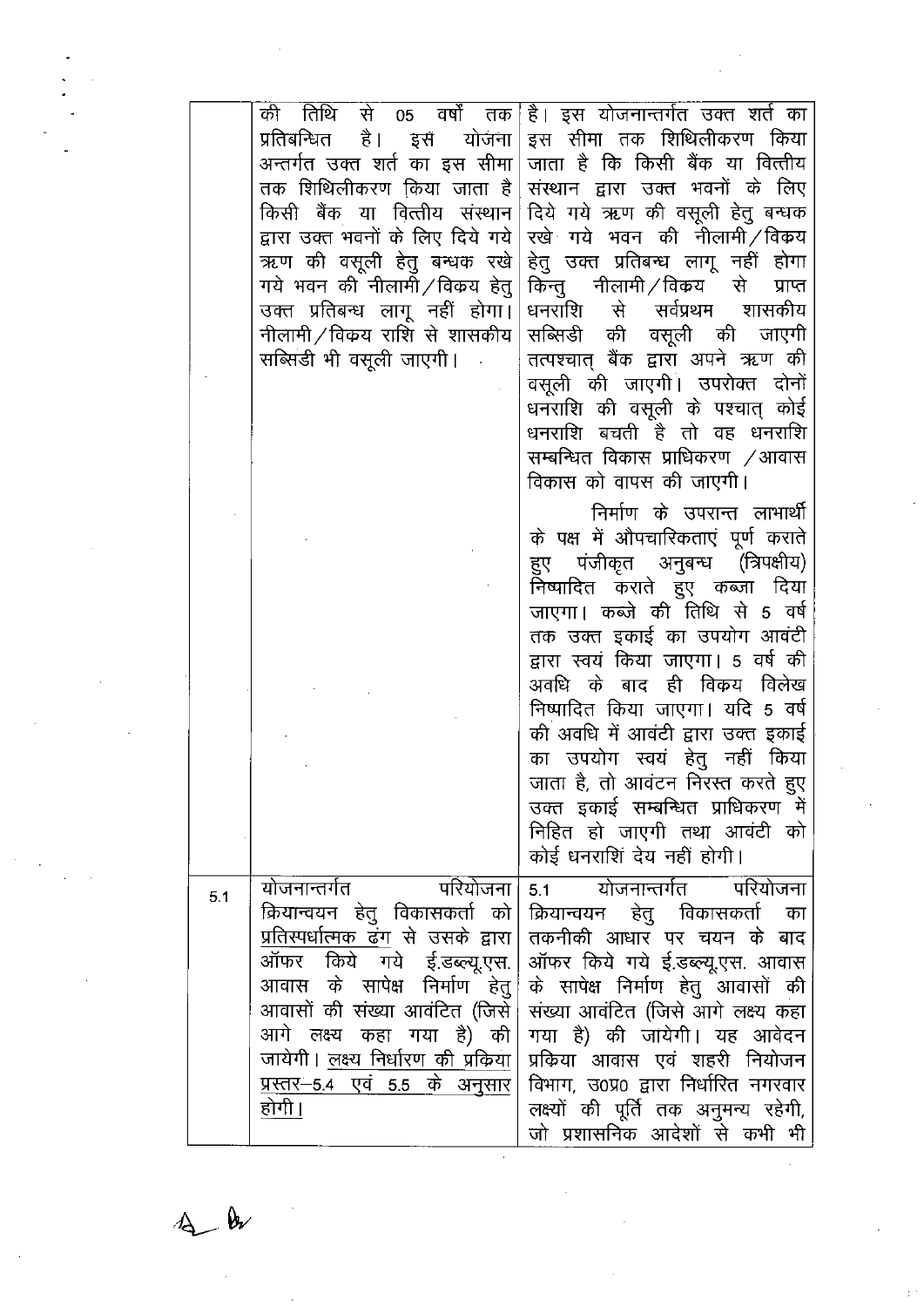| | | |
|---|---|---|
| | की तिथि से 05 वर्षों तक प्रतिबन्धित है। इसे योजना अन्तर्गत उक्त शर्त का इस सीमा तक शिथिलीकरण किया जाता है किसी बैंक या वित्तीय संस्थान द्वारा उक्त भवनों के लिए दिये गये ऋण की वसूली हेतु बन्धक रखे गये भवन की नीलामी/विक्रय हेतु उक्त प्रतिबन्ध लागू नहीं होगा। नीलामी/विक्रय राशि से शासकीय सब्सिडी भी वसूली जाएगी। | है। इस योजनान्तर्गत उक्त शर्त का इस सीमा तक शिथिलीकरण किया जाता है कि किसी बैंक या वित्तीय संस्थान द्वारा उक्त भवनों के लिए दिये गये ऋण की वसूली हेतु बन्धक रखे गये भवन की नीलामी/विक्रय हेतु उक्त प्रतिबन्ध लागू नहीं होगा किन्तु नीलामी/विक्रय से प्राप्त धनराशि से सर्वप्रथम शासकीय सब्सिडी की वसूली की जाएगी तत्पश्चात् बैंक द्वारा अपने ऋण की वसूली की जाएगी। उपरोक्त दोनों धनराशि की वसूली के पश्चात् कोई धनराशि बचती है तो वह धनराशि सम्बन्धित विकास प्राधिकरण /आवास विकास को वापस की जाएगी।<br><br>निर्माण के उपरान्त लाभार्थी के पक्ष में औपचारिकताएं पूर्ण कराते हुए पंजीकृत अनुबन्ध (त्रिपक्षीय) निष्पादित कराते हुए कब्जा दिया जाएगा। कब्जे की तिथि से 5 वर्ष तक उक्त इकाई का उपयोग आवंटी द्वारा स्वयं किया जाएगा। 5 वर्ष की अवधि के बाद ही विक्रय विलेख निष्पादित किया जाएगा। यदि 5 वर्ष की अवधि में आवंटी द्वारा उक्त इकाई का उपयोग स्वयं हेतु नहीं किया जाता है, तो आवंटन निरस्त करते हुए उक्त इकाई सम्बन्धित प्राधिकरण में निहित हो जाएगी तथा आवंटी को कोई धनराशि देय नहीं होगी। |
| 5.1 | योजनान्तर्गत परियोजना क्रियान्वयन हेतु विकासकर्ता को <u>प्रतिस्पर्धात्मक ढंग</u> से उसके द्वारा ऑफर किये गये ई.डब्ल्यू.एस. आवास के सापेक्ष निर्माण हेतु आवासों की संख्या आवंटित (जिसे आगे लक्ष्य कहा गया है) की जायेगी। <u>लक्ष्य निर्धारण की प्रक्रिया प्रस्तर–5.4 एवं 5.5 के अनुसार होगी।</u> | 5.1 योजनान्तर्गत परियोजना क्रियान्वयन हेतु विकासकर्ता का तकनीकी आधार पर चयन के बाद ऑफर किये गये ई.डब्ल्यू.एस. आवास के सापेक्ष निर्माण हेतु आवासों की संख्या आवंटित (जिसे आगे लक्ष्य कहा गया है) की जायेगी। यह आवेदन प्रक्रिया आवास एवं शहरी नियोजन विभाग, उ0प्र0 द्वारा निर्धारित नगरवार लक्ष्यों की पूर्ति तक अनुमन्य रहेगी, जो प्रशासनिक आदेशों से कभी भी |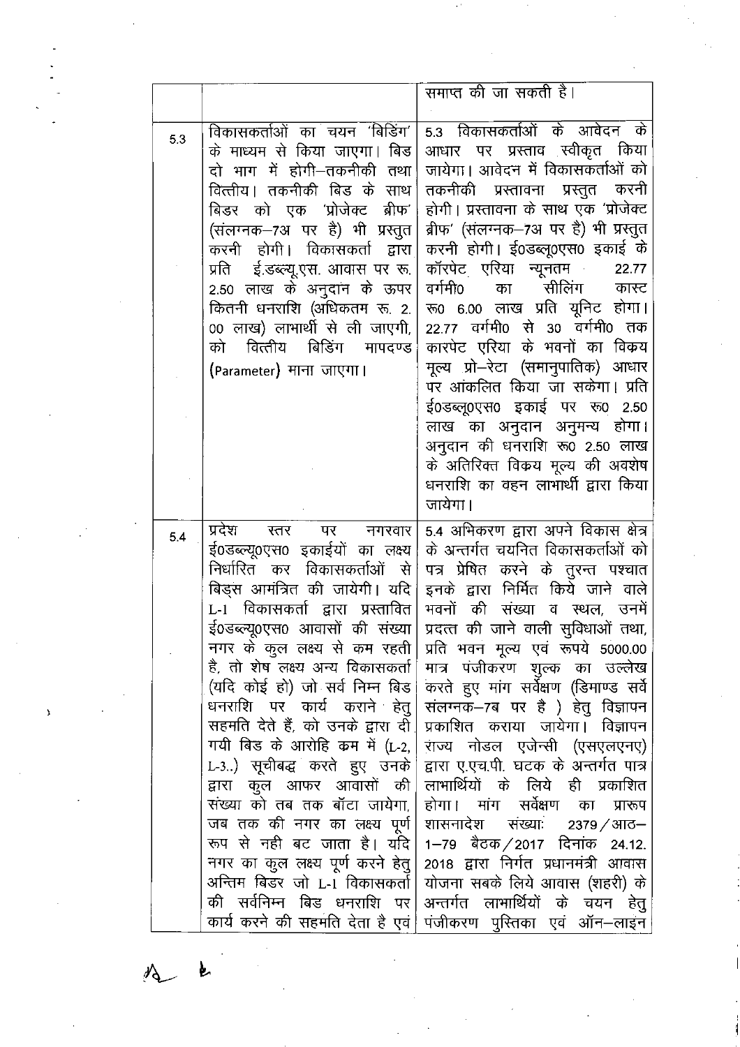| | | |
|---|---|---|
| | | समाप्त की जा सकती है। |
| 5.3 | विकासकर्ताओं का चयन 'बिडिंग' के माध्यम से किया जाएगा। बिड दो भाग में होगी–तकनीकी तथा वित्तीय। तकनीकी बिड के साथ बिडर को एक 'प्रोजेक्ट ब्रीफ' (संलग्नक–7अ पर है) भी प्रस्तुत करनी होगी। विकासकर्ता द्वारा प्रति ई.डब्ल्यू.एस. आवास पर रू. 2.50 लाख के अनुदान के ऊपर कितनी धनराशि (अधिकतम रू. 2. 00 लाख) लाभार्थी से ली जाएगी, को वित्तीय बिडिंग मापदण्ड (Parameter) माना जाएगा। | 5.3 विकासकर्ताओं के आवेदन के आधार पर प्रस्ताव स्वीकृत किया जायेगा। आवेदन में विकासकर्ताओं को तकनीकी प्रस्तावना प्रस्तुत करनी होगी। प्रस्तावना के साथ एक 'प्रोजेक्ट ब्रीफ' (संलग्नक–7अ पर है) भी प्रस्तुत करनी होगी। ई0डब्लू0एस0 इकाई के कॉरपेट एरिया न्यूनतम 22.77 वर्गमी0 का सीलिंग कास्ट रू0 6.00 लाख प्रति यूनिट होगा। 22.77 वर्गमी0 से 30 वर्गमी0 तक कारपेट एरिया के भवनों का विक्रय मूल्य प्रो–रेटा (समानुपातिक) आधार पर आंकलित किया जा सकेगा। प्रति ई0डब्लू0एस0 इकाई पर रू0 2.50 लाख का अनुदान अनुमन्य होगा। अनुदान की धनराशि रू0 2.50 लाख के अतिरिक्त विक्रय मूल्य की अवशेष धनराशि का वहन लाभार्थी द्वारा किया जायेगा। |
| 5.4 | प्रदेश स्तर पर नगरवार ई0डब्ल्यू0एस0 इकाईयों का लक्ष्य निर्धारित कर विकासकर्ताओं से बिड्स आमंत्रित की जायेगी। यदि L-1 विकासकर्ता द्वारा प्रस्तावित ई0डब्ल्यू0एस0 आवासों की संख्या नगर के कुल लक्ष्य से कम रहती है, तो शेष लक्ष्य अन्य विकासकर्ता (यदि कोई हो) जो सर्व निम्न बिड धनराशि पर कार्य कराने हेतु सहमति देते हैं, को उनके द्वारा दी गयी बिड के आरोहि कम में (L-2, L-3..) सूचीबद्ध करते हुए उनके द्वारा कुल आफर आवासों की संख्या को तब तक बॉटा जायेगा, जब तक की नगर का लक्ष्य पूर्ण रूप से नही बट जाता है। यदि नगर का कुल लक्ष्य पूर्ण करने हेतु अन्तिम बिडर जो L-1 विकासकर्ता की सर्वनिम्न बिड धनराशि पर कार्य करने की सहमति देता है एवं | 5.4 अभिकरण द्वारा अपने विकास क्षेत्र के अन्तर्गत चयनित विकासकर्ताओं को पत्र प्रेषित करने के तुरन्त पश्चात इनके द्वारा निर्मित किये जाने वाले भवनों की संख्या व स्थल, उनमें प्रदत्त की जाने वाली सुविधाओं तथा, प्रति भवन मूल्य एवं रूपये 5000.00 मात्र पंजीकरण शुल्क का उल्लेख करते हुए मांग सर्वेक्षण (डिमाण्ड सर्वे संलग्नक–7ब पर है ) हेतु विज्ञापन प्रकाशित कराया जायेगा। विज्ञापन राज्य नोडल एजेन्सी (एसएलएनए) द्वारा ए.एच.पी. घटक के अन्तर्गत पात्र लाभार्थियों के लिये ही प्रकाशित होगा। मांग सर्वेक्षण का प्रारूप शासनादेश संख्याः 2379/आठ–1–79 बैठक/2017 दिनांक 24.12. 2018 द्वारा निर्गत प्रधानमंत्री आवास योजना सबके लिये आवास (शहरी) के अन्तर्गत लाभार्थियों के चयन हेतु पंजीकरण पुस्तिका एवं ऑन–लाइन |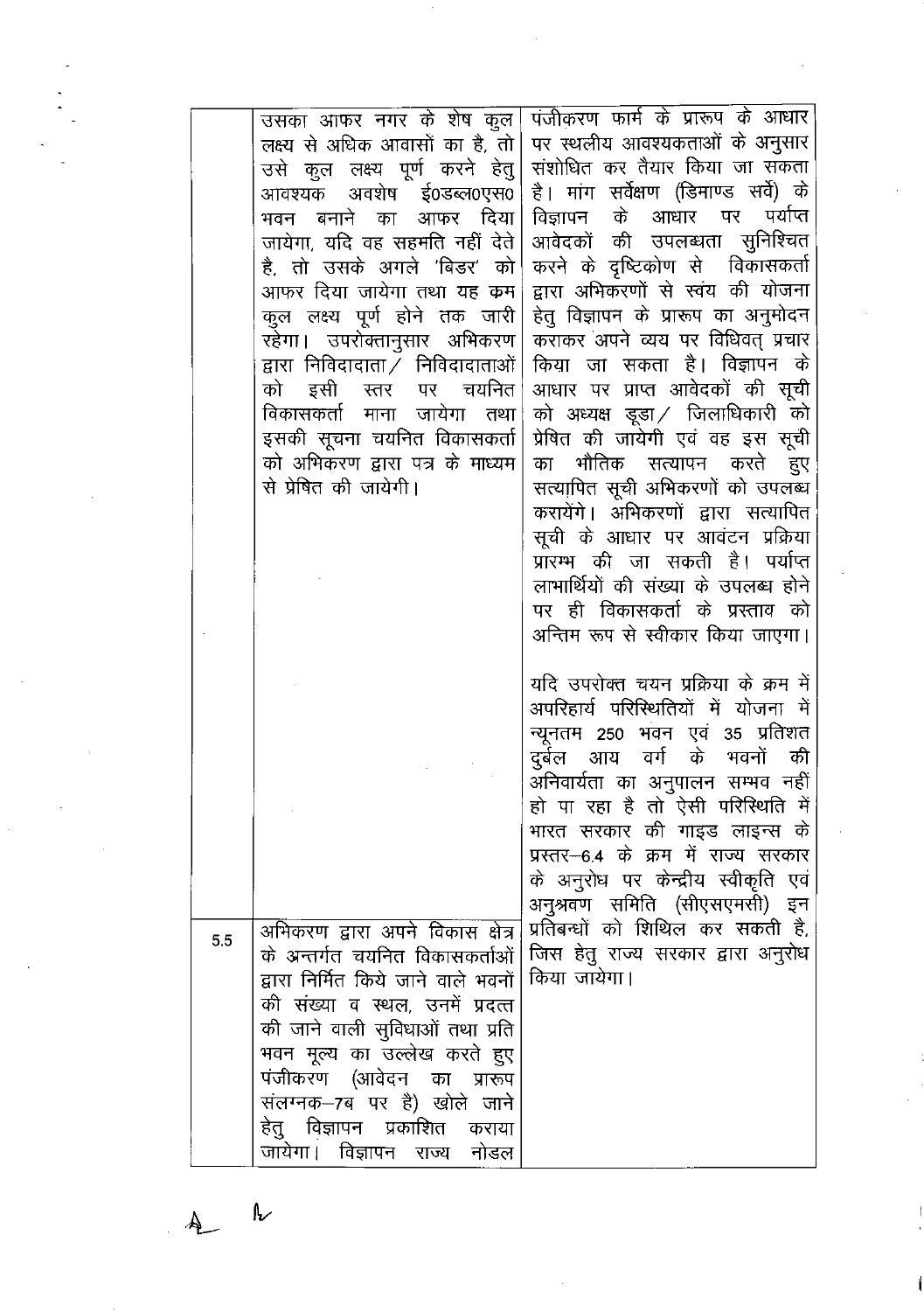| | | |
|---|---|---|
| | उसका आफर नगर के शेष कुल लक्ष्य से अधिक आवासों का है, तो उसे कुल लक्ष्य पूर्ण करने हेतु आवश्यक अवशेष ई0डब्ल0एस0 भवन बनाने का आफर दिया जायेगा, यदि वह सहमति नहीं देते है, तो उसके अगले 'बिडर' को आफर दिया जायेगा तथा यह क्रम कुल लक्ष्य पूर्ण होने तक जारी रहेगा। उपरोक्तानुसार अभिकरण द्वारा निविदादाता / निविदादाताओं को इसी स्तर पर चयनित विकासकर्ता माना जायेगा तथा इसकी सूचना चयनित विकासकर्ता को अभिकरण द्वारा पत्र के माध्यम से प्रेषित की जायेगी। | पंजीकरण फार्म के प्रारूप के आधार पर स्थलीय आवश्यकताओं के अनुसार संशोधित कर तैयार किया जा सकता है। मांग सर्वेक्षण (डिमाण्ड सर्वे) के विज्ञापन के आधार पर पर्याप्त आवेदकों की उपलब्धता सुनिश्चित करने के दृष्टिकोण से विकासकर्ता द्वारा अभिकरणों से स्वंय की योजना हेतु विज्ञापन के प्रारूप का अनुमोदन कराकर अपने व्यय पर विधिवत् प्रचार किया जा सकता है। विज्ञापन के आधार पर प्राप्त आवेदकों की सूची को अध्यक्ष डूडा / जिलाधिकारी को प्रेषित की जायेगी एवं वह इस सूची का भौतिक सत्यापन करते हुए सत्यापित सूची अभिकरणों को उपलब्ध करायेंगे। अभिकरणों द्वारा सत्यापित सूची के आधार पर आवंटन प्रक्रिया प्रारम्भ की जा सकती है। पर्याप्त लाभार्थियों की संख्या के उपलब्ध होने पर ही विकासकर्ता के प्रस्ताव को अन्तिम रूप से स्वीकार किया जाएगा।<br><br>यदि उपरोक्त चयन प्रक्रिया के क्रम में अपरिहार्य परिस्थितियों में योजना में न्यूनतम 250 भवन एवं 35 प्रतिशत दुर्बल आय वर्ग के भवनों की अनिवार्यता का अनुपालन सम्भव नहीं हो पा रहा है तो ऐसी परिस्थिति में भारत सरकार की गाइड लाइन्स के प्रस्तर–6.4 के क्रम में राज्य सरकार के अनुरोध पर केन्द्रीय स्वीकृति एवं अनुश्रवण समिति (सीएसएमसी) इन प्रतिबन्धों को शिथिल कर सकती है, जिस हेतु राज्य सरकार द्वारा अनुरोध किया जायेगा। |
| 5.5 | अभिकरण द्वारा अपने विकास क्षेत्र के अन्तर्गत चयनित विकासकर्ताओं द्वारा निर्मित किये जाने वाले भवनों की संख्या व स्थल, उनमें प्रदत्त की जाने वाली सुविधाओं तथा प्रति भवन मूल्य का उल्लेख करते हुए पंजीकरण (आवेदन का प्रारूप संलग्नक–7ब पर है) खोले जाने हेतु विज्ञापन प्रकाशित कराया जायेगा। विज्ञापन राज्य नोडल | |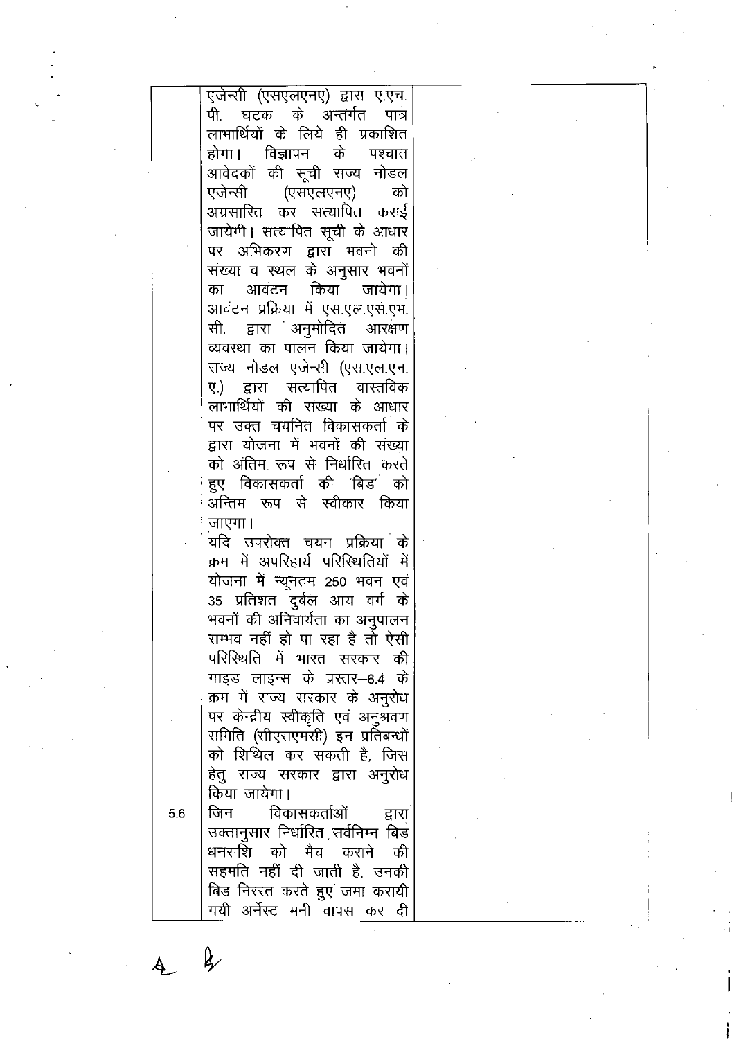| | | |
|---|---|---|
| | एजेन्सी (एसएलएनए) द्वारा ए.एच. पी. घटक के अन्तर्गत पात्र लाभार्थियों के लिये ही प्रकाशित होगा। विज्ञापन के पश्चात आवेदकों की सूची राज्य नोडल एजेन्सी (एसएलएनए) को अग्रसारित कर सत्यापित कराई जायेगी। सत्यापित सूची के आधार पर अभिकरण द्वारा भवनो की संख्या व स्थल के अनुसार भवनों का आवंटन किया जायेगा। आवंटन प्रक्रिया में एस.एल.एस.एम. सी. द्वारा अनुमोदित आरक्षण व्यवस्था का पालन किया जायेगा। राज्य नोडल एजेन्सी (एस.एल.एन. ए.) द्वारा सत्यापित वास्तविक लाभार्थियों की संख्या के आधार पर उक्त चयनित विकासकर्ता के द्वारा योजना में भवनों की संख्या को अंतिम रूप से निर्धारित करते हुए विकासकर्ता की 'बिड' को अन्तिम रूप से स्वीकार किया जाएगा।<br>यदि उपरोक्त चयन प्रक्रिया के क्रम में अपरिहार्य परिस्थितियों में योजना में न्यूनतम 250 भवन एवं 35 प्रतिशत दुर्बल आय वर्ग के भवनों की अनिवार्यता का अनुपालन सम्भव नहीं हो पा रहा है तो ऐसी परिस्थिति में भारत सरकार की गाइड लाइन्स के प्रस्तर–6.4 के क्रम में राज्य सरकार के अनुरोध पर केन्द्रीय स्वीकृति एवं अनुश्रवण समिति (सीएसएमसी) इन प्रतिबन्धों को शिथिल कर सकती है, जिस हेतु राज्य सरकार द्वारा अनुरोध किया जायेगा। | |
| 5.6 | जिन विकासकर्ताओं द्वारा उक्तानुसार निर्धारित सर्वनिम्न बिड धनराशि को मैच कराने की सहमति नहीं दी जाती है, उनकी बिड निरस्त करते हुए जमा करायी गयी अर्नेस्ट मनी वापस कर दी | |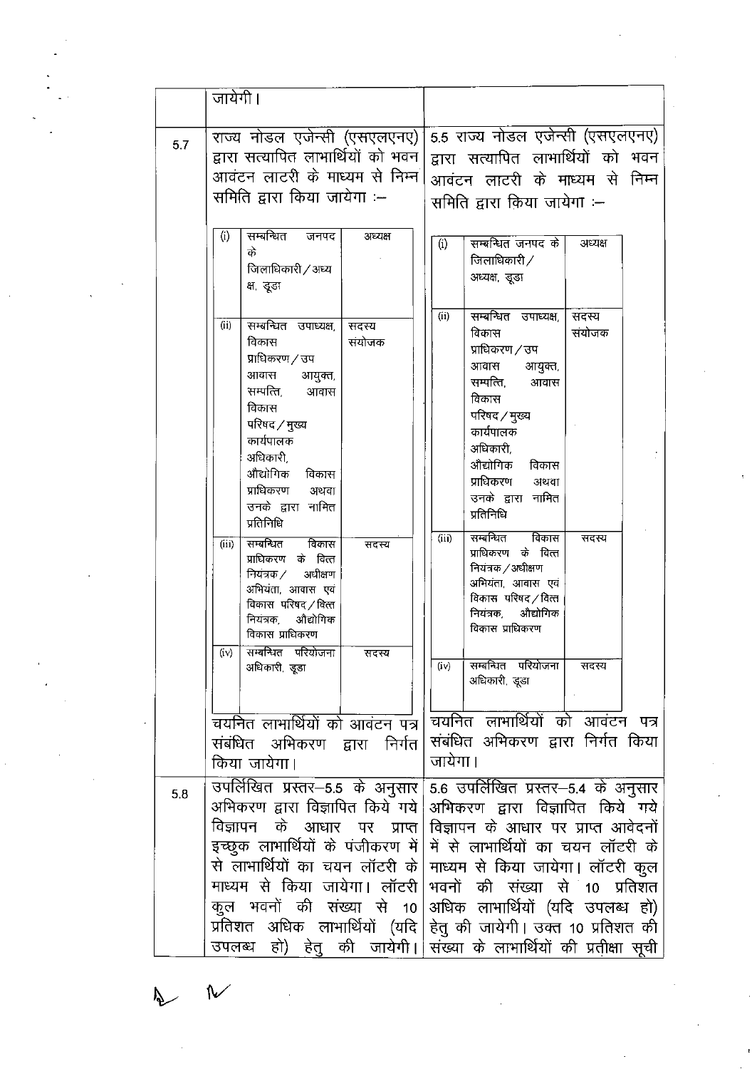| | | |
|---|---|---|
| | जायेगी। | |
| 5.7 | राज्य नोडल एजेन्सी (एसएलएनए) द्वारा सत्यापित लाभार्थियों को भवन आवंटन लाटरी के माध्यम से निम्न समिति द्वारा किया जायेगा :—<br><br>(i) सम्बन्धित जनपद के जिलाधिकारी / अध्यक्ष, डूडा — अध्यक्ष<br>(ii) सम्बन्धित उपाध्यक्ष, विकास प्राधिकरण / उप आवास आयुक्त, सम्पत्ति, आवास विकास परिषद / मुख्य कार्यपालक अधिकारी, औद्योगिक विकास प्राधिकरण अथवा उनके द्वारा नामित प्रतिनिधि — सदस्य संयोजक<br>(iii) सम्बन्धित विकास प्राधिकरण के वित्त नियंत्रक / अधीक्षण अभियंता, आवास एवं विकास परिषद / वित्त नियंत्रक, औद्योगिक विकास प्राधिकरण — सदस्य<br>(iv) सम्बन्धित परियोजना अधिकारी, डूडा — सदस्य<br><br>चयनित लाभार्थियों को आवंटन पत्र संबंधित अभिकरण द्वारा निर्गत किया जायेगा। | 5.5 राज्य नोडल एजेन्सी (एसएलएनए) द्वारा सत्यापित लाभार्थियों को भवन आवंटन लाटरी के माध्यम से निम्न समिति द्वारा किया जायेगा :—<br><br>(i) सम्बन्धित जनपद के जिलाधिकारी / अध्यक्ष, डूडा — अध्यक्ष<br>(ii) सम्बन्धित उपाध्यक्ष, विकास प्राधिकरण / उप आवास आयुक्त, सम्पत्ति, आवास विकास परिषद / मुख्य कार्यपालक अधिकारी, औद्योगिक विकास प्राधिकरण अथवा उनके द्वारा नामित प्रतिनिधि — सदस्य संयोजक<br>(iii) सम्बन्धित विकास प्राधिकरण के वित्त नियंत्रक / अधीक्षण अभियंता, आवास एवं विकास परिषद / वित्त नियंत्रक, औद्योगिक विकास प्राधिकरण — सदस्य<br>(iv) सम्बन्धित परियोजना अधिकारी, डूडा — सदस्य<br><br>चयनित लाभार्थियों को आवंटन पत्र संबंधित अभिकरण द्वारा निर्गत किया जायेगा। |
| 5.8 | उपर्लिखित प्रस्तर–5.5 के अनुसार अभिकरण द्वारा विज्ञापित किये गये विज्ञापन के आधार पर प्राप्त इच्छुक लाभार्थियों के पंजीकरण में से लाभार्थियों का चयन लॉटरी के माध्यम से किया जायेगा। लॉटरी कुल भवनों की संख्या से 10 प्रतिशत अधिक लाभार्थियों (यदि उपलब्ध हो) हेतु की जायेगी। | 5.6 उपर्लिखित प्रस्तर–5.4 के अनुसार अभिकरण द्वारा विज्ञापित किये गये विज्ञापन के आधार पर प्राप्त आवेदनों में से लाभार्थियों का चयन लॉटरी के माध्यम से किया जायेगा। लॉटरी कुल भवनों की संख्या से 10 प्रतिशत अधिक लाभार्थियों (यदि उपलब्ध हो) हेतु की जायेगी। उक्त 10 प्रतिशत की संख्या के लाभार्थियों की प्रतीक्षा सूची |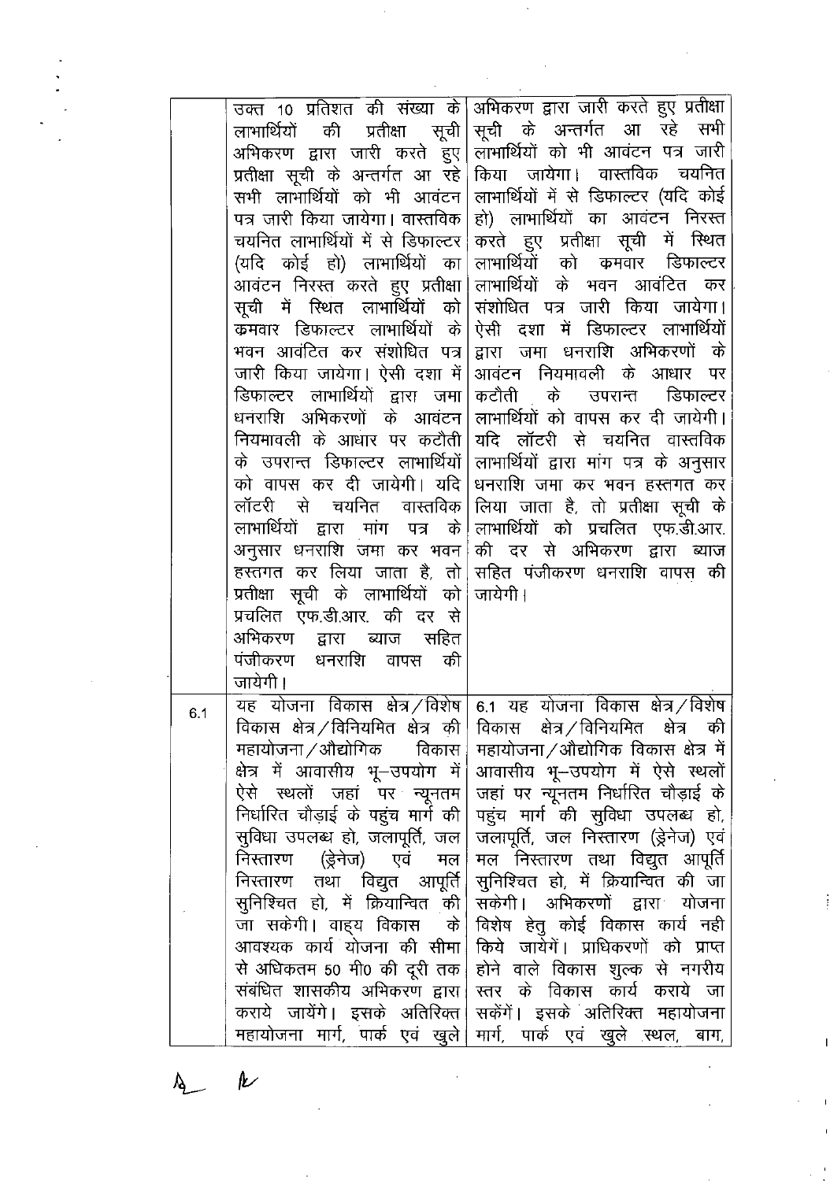| | | |
|---|---|---|
| | उक्त 10 प्रतिशत की संख्या के लाभार्थियों की प्रतीक्षा सूची अभिकरण द्वारा जारी करते हुए प्रतीक्षा सूची के अन्तर्गत आ रहे सभी लाभार्थियों को भी आवंटन पत्र जारी किया जायेगा। वास्तविक चयनित लाभार्थियों में से डिफाल्टर (यदि कोई हो) लाभार्थियों का आवंटन निरस्त करते हुए प्रतीक्षा सूची में स्थित लाभार्थियों को क्रमवार डिफाल्टर लाभार्थियों के भवन आवंटित कर संशोधित पत्र जारी किया जायेगा। ऐसी दशा में डिफाल्टर लाभार्थियों द्वारा जमा धनराशि अभिकरणों के आवंटन नियमावली के आधार पर कटौती के उपरान्त डिफाल्टर लाभार्थियों को वापस कर दी जायेगी। यदि लॉटरी से चयनित वास्तविक लाभार्थियों द्वारा मांग पत्र के अनुसार धनराशि जमा कर भवन हस्तगत कर लिया जाता है, तो प्रतीक्षा सूची के लाभार्थियों को प्रचलित एफ.डी.आर. की दर से अभिकरण द्वारा ब्याज सहित पंजीकरण धनराशि वापस की जायेगी। | अभिकरण द्वारा जारी करते हुए प्रतीक्षा सूची के अन्तर्गत आ रहे सभी लाभार्थियों को भी आवंटन पत्र जारी किया जायेगा। वास्तविक चयनित लाभार्थियों में से डिफाल्टर (यदि कोई हो) लाभार्थियों का आवंटन निरस्त करते हुए प्रतीक्षा सूची में स्थित लाभार्थियों को क्रमवार डिफाल्टर लाभार्थियों के भवन आवंटित कर संशोधित पत्र जारी किया जायेगा। ऐसी दशा में डिफाल्टर लाभार्थियों द्वारा जमा धनराशि अभिकरणों के आवंटन नियमावली के आधार पर कटौती के उपरान्त डिफाल्टर लाभार्थियों को वापस कर दी जायेगी। यदि लॉटरी से चयनित वास्तविक लाभार्थियों द्वारा मांग पत्र के अनुसार धनराशि जमा कर भवन हस्तगत कर लिया जाता है, तो प्रतीक्षा सूची के लाभार्थियों को प्रचलित एफ.डी.आर. की दर से अभिकरण द्वारा ब्याज सहित पंजीकरण धनराशि वापस की जायेगी। |
| 6.1 | यह योजना विकास क्षेत्र/विशेष विकास क्षेत्र/विनियमित क्षेत्र की महायोजना/औद्योगिक विकास क्षेत्र में आवासीय भू-उपयोग में ऐसे स्थलों जहां पर न्यूनतम निर्धारित चौड़ाई के पहुंच मार्ग की सुविधा उपलब्ध हो, जलापूर्ति, जल निस्तारण (ड्रेनेज) एवं मल निस्तारण तथा विद्युत आपूर्ति सुनिश्चित हो, में क्रियान्वित की जा सकेगी। वाह्य विकास के आवश्यक कार्य योजना की सीमा से अधिकतम 50 मी0 की दूरी तक संबंधित शासकीय अभिकरण द्वारा कराये जायेंगे। इसके अतिरिक्त महायोजना मार्ग, पार्क एवं खुले | 6.1 यह योजना विकास क्षेत्र/विशेष विकास क्षेत्र/विनियमित क्षेत्र की महायोजना/औद्योगिक विकास क्षेत्र में आवासीय भू-उपयोग में ऐसे स्थलों जहां पर न्यूनतम निर्धारित चौड़ाई के पहुंच मार्ग की सुविधा उपलब्ध हो, जलापूर्ति, जल निस्तारण (ड्रेनेज) एवं मल निस्तारण तथा विद्युत आपूर्ति सुनिश्चित हो, में क्रियान्वित की जा सकेगी। अभिकरणों द्वारा योजना विशेष हेतु कोई विकास कार्य नही किये जायेंगें। प्राधिकरणों को प्राप्त होने वाले विकास शुल्क से नगरीय स्तर के विकास कार्य कराये जा सकेंगें। इसके अतिरिक्त महायोजना मार्ग, पार्क एवं खुले स्थल, बाग, |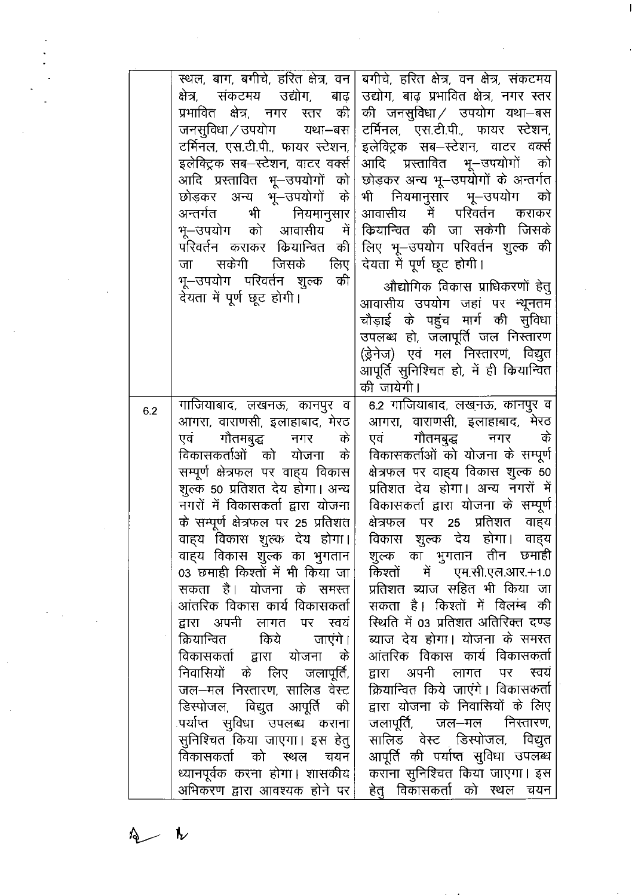| | | |
|---|---|---|
| | स्थल, बाग, बगीचे, हरित क्षेत्र, वन क्षेत्र, संकटमय उद्योग, बाढ़ प्रभावित क्षेत्र, नगर स्तर की जनसुविधा/उपयोग यथा–बस टर्मिनल, एस.टी.पी., फायर स्टेशन, इलेक्ट्रिक सब–स्टेशन, वाटर वर्क्स आदि प्रस्तावित भू–उपयोगों को छोड़कर अन्य भू–उपयोगों के अन्तर्गत भी नियमानुसार भू–उपयोग को आवासीय में परिवर्तन कराकर क्रियान्वित की जा सकेगी जिसके लिए भू–उपयोग परिवर्तन शुल्क की देयता में पूर्ण छूट होगी। | बगीचे, हरित क्षेत्र, वन क्षेत्र, संकटमय उद्योग, बाढ़ प्रभावित क्षेत्र, नगर स्तर की जनसुविधा/ उपयोग यथा–बस टर्मिनल, एस.टी.पी., फायर स्टेशन, इलेक्ट्रिक सब–स्टेशन, वाटर वर्क्स आदि प्रस्तावित भू–उपयोगों को छोड़कर अन्य भू–उपयोगों के अन्तर्गत भी नियमानुसार भू–उपयोग को आवासीय में परिवर्तन कराकर क्रियान्वित की जा सकेगी जिसके लिए भू–उपयोग परिवर्तन शुल्क की देयता में पूर्ण छूट होगी।<br><br>औद्योगिक विकास प्राधिकरणों हेतु आवासीय उपयोग जहां पर न्यूनतम चौड़ाई के पहुंच मार्ग की सुविधा उपलब्ध हो, जलापूर्ति जल निस्तारण (ड्रेनेज) एवं मल निस्तारण, विद्युत आपूर्ति सुनिश्चित हो, में ही क्रियान्वित की जायेगी। |
| 6.2 | गाजियाबाद, लखनऊ, कानपुर व आगरा, वाराणसी, इलाहाबाद, मेरठ एवं गौतमबुद्ध नगर के विकासकर्ताओं को योजना के सम्पूर्ण क्षेत्रफल पर वाह्य विकास शुल्क 50 प्रतिशत देय होगा। अन्य नगरों में विकासकर्ता द्वारा योजना के सम्पूर्ण क्षेत्रफल पर 25 प्रतिशत वाह्य विकास शुल्क देय होगा। वाह्य विकास शुल्क का भुगतान 03 छमाही किश्तों में भी किया जा सकता है। योजना के समस्त आंतरिक विकास कार्य विकासकर्ता द्वारा अपनी लागत पर स्वयं क्रियान्वित किये जाएंगे। विकासकर्ता द्वारा योजना के निवासियों के लिए जलापूर्ति, जल–मल निस्तारण, सालिड वेस्ट डिस्पोजल, विद्युत आपूर्ति की पर्याप्त सुविधा उपलब्ध कराना सुनिश्चित किया जाएगा। इस हेतु विकासकर्ता को स्थल चयन ध्यानपूर्वक करना होगा। शासकीय अभिकरण द्वारा आवश्यक होने पर | 6.2 गाजियाबाद, लखनऊ, कानपुर व आगरा, वाराणसी, इलाहाबाद, मेरठ एवं गौतमबुद्ध नगर के विकासकर्ताओं को योजना के सम्पूर्ण क्षेत्रफल पर वाह्य विकास शुल्क 50 प्रतिशत देय होगा। अन्य नगरों में विकासकर्ता द्वारा योजना के सम्पूर्ण क्षेत्रफल पर 25 प्रतिशत वाह्य विकास शुल्क देय होगा। वाह्य शुल्क का भुगतान तीन छमाही किश्तों में एम.सी.एल.आर.+1.0 प्रतिशत ब्याज सहित भी किया जा सकता है। किश्तों में विलम्ब की स्थिति में 03 प्रतिशत अतिरिक्त दण्ड ब्याज देय होगा। योजना के समस्त आंतरिक विकास कार्य विकासकर्ता द्वारा अपनी लागत पर स्वयं क्रियान्वित किये जाएंगे। विकासकर्ता द्वारा योजना के निवासियों के लिए जलापूर्ति, जल–मल निस्तारण, सालिड वेस्ट डिस्पोजल, विद्युत आपूर्ति की पर्याप्त सुविधा उपलब्ध कराना सुनिश्चित किया जाएगा। इस हेतु विकासकर्ता को स्थल चयन |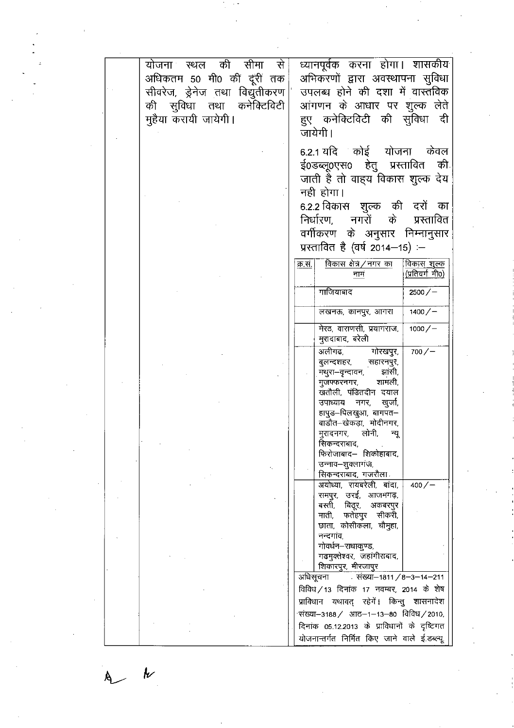| | | |
|---|---|---|
| | योजना स्थल की सीमा से अधिकतम 50 मी0 की दूरी तक सीवरेज, ड्रेनेज तथा विद्युतीकरण की सुविधा तथा कनेक्टिविटी मुहैया करायी जायेगी। | ध्यानपूर्वक करना होगा। शासकीय अभिकरणों द्वारा अवस्थापना सुविधा उपलब्ध होने की दशा में वास्तविक आंगणन के आधार पर शुल्क लेते हुए कनेक्टिविटी की सुविधा दी जायेगी।<br><br>6.2.1 यदि कोई योजना केवल ई0डब्लू0एस0 हेतु प्रस्तावित की जाती है तो वाह्य विकास शुल्क देय नही होगा।<br>6.2.2 विकास शुल्क की दरों का निर्धारण, नगरों के प्रस्तावित वर्गीकरण के अनुसार निम्नानुसार प्रस्तावित है (वर्ष 2014–15) :– |

| क्र.सं. | विकास क्षेत्र / नगर का नाम | विकास शुल्क (प्रतिवर्ग मी0) |
|---|---|---|
| | गाजियाबाद | 2500 / – |
| | लखनऊ, कानपुर, आगरा | 1400 / – |
| | मेरठ, वाराणसी, प्रयागराज, मुरादाबाद, बरेली | 1000 / – |
| | अलीगढ़, गोरखपुर, बुलन्दशहर, सहारनपुर, मथुरा–वृन्दावन, झांसी, मुजफ्फरनगर, शामली, खतौली, पंडितदीन दयाल उपाध्याय नगर, खुर्जा, हापुड़–पिलखुआ, बागपत–बड़ौत–खेकड़ा, मोदीनगर, मुरादनगर, लोनी, न्यू सिकन्दराबाद, फिरोजाबाद– शिकोहाबाद, उन्नाव–शुक्लागंज, सिकन्दराबाद, गजरौला | 700 / – |
| | अयोध्या, रायबरेली, बांदा, रामपुर, उरई, आजमगढ़, बस्ती, बिठूर, अकबरपुर माती, फतेहपुर सीकरी, छाता, कोसीकला, चौमुहा, नन्दगांव, गोवर्धन–राधाकुण्ड, गढ़मुक्तेश्वर, जहांगीराबाद, शिकारपुर, मीरजापुर | 400 / – |

अधिसूचना संख्या–1811 / 8–3–14–211 विविध / 13 दिनांक 17 नवम्बर, 2014 के शेष प्राविधान यथावत् रहेगें। किन्तु शासनादेश संख्या–3188 / आठ–1–13–80 विविध / 2010, दिनांक 05.12.2013 के प्राविधानों के दृष्टिगत योजनान्तर्गत निर्मित किए जाने वाले ई.डब्ल्यू.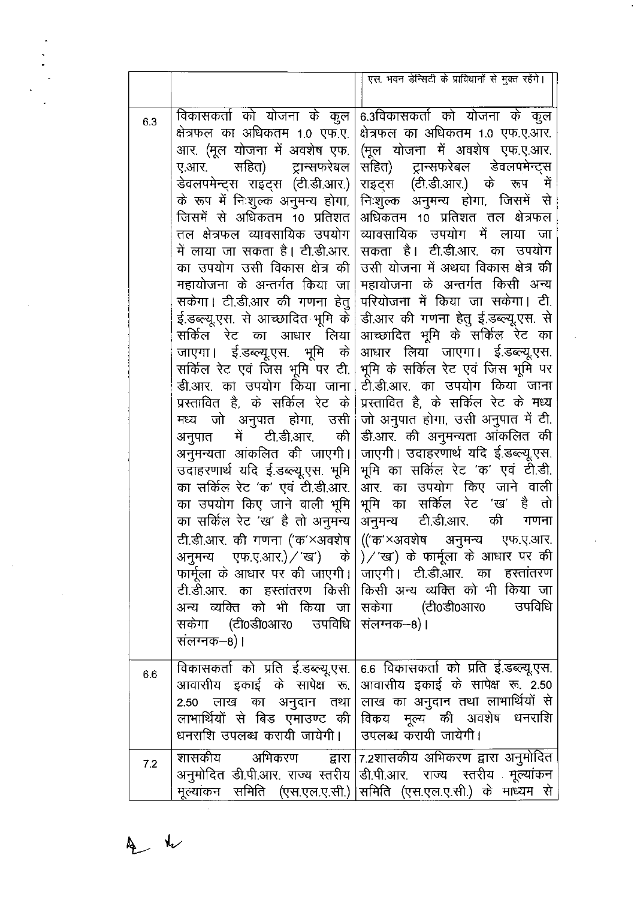|  |  |  |
| --- | --- | --- |
|  |  | एस. भवन डेन्सिटी के प्राविधानों से मुक्त रहेंगे। |
| 6.3 | विकासकर्ता को योजना के कुल क्षेत्रफल का अधिकतम 1.0 एफ.ए.आर. (मूल योजना में अवशेष एफ.ए.आर. सहित) ट्रान्सफरेबल डेवलपमेन्ट्स राइट्स (टी.डी.आर.) के रूप में निःशुल्क अनुमन्य होगा, जिसमें से अधिकतम 10 प्रतिशत तल क्षेत्रफल व्यावसायिक उपयोग में लाया जा सकता है। टी.डी.आर. का उपयोग उसी विकास क्षेत्र की महायोजना के अन्तर्गत किया जा सकेगा। टी.डी.आर की गणना हेतु ई.डब्ल्यू.एस. से आच्छादित भूमि के सर्किल रेट का आधार लिया जाएगा। ई.डब्ल्यू.एस. भूमि के सर्किल रेट एवं जिस भूमि पर टी.डी.आर. का उपयोग किया जाना प्रस्तावित है, के सर्किल रेट के मध्य जो अनुपात होगा, उसी अनुपात में टी.डी.आर. की अनुमन्यता आंकलित की जाएगी। उदाहरणार्थ यदि ई.डब्ल्यू.एस. भूमि का सर्किल रेट 'क' एवं टी.डी.आर. का उपयोग किए जाने वाली भूमि का सर्किल रेट 'ख' है तो अनुमन्य टी.डी.आर. की गणना ('क'×अवशेष अनुमन्य एफ.ए.आर.)/'ख') के फार्मूला के आधार पर की जाएगी। टी.डी.आर. का हस्तांतरण किसी अन्य व्यक्ति को भी किया जा सकेगा (टी0डी0आर0 उपविधि संलग्नक–8)। | 6.3विकासकर्ता को योजना के कुल क्षेत्रफल का अधिकतम 1.0 एफ.ए.आर. (मूल योजना में अवशेष एफ.ए.आर. सहित) ट्रान्सफरेबल डेवलपमेन्ट्स राइट्स (टी.डी.आर.) के रूप में निःशुल्क अनुमन्य होगा, जिसमें से अधिकतम 10 प्रतिशत तल क्षेत्रफल व्यावसायिक उपयोग में लाया जा सकता है। टी.डी.आर. का उपयोग उसी योजना में अथवा विकास क्षेत्र की महायोजना के अन्तर्गत किसी अन्य परियोजना में किया जा सकेगा। टी.डी.आर की गणना हेतु ई.डब्ल्यू.एस. से आच्छादित भूमि के सर्किल रेट का आधार लिया जाएगा। ई.डब्ल्यू.एस. भूमि के सर्किल रेट एवं जिस भूमि पर टी.डी.आर. का उपयोग किया जाना प्रस्तावित है, के सर्किल रेट के मध्य जो अनुपात होगा, उसी अनुपात में टी.डी.आर. की अनुमन्यता आंकलित की जाएगी। उदाहरणार्थ यदि ई.डब्ल्यू.एस. भूमि का सर्किल रेट 'क' एवं टी.डी.आर. का उपयोग किए जाने वाली भूमि का सर्किल रेट 'ख' है तो अनुमन्य टी.डी.आर. की गणना (('क'×अवशेष अनुमन्य एफ.ए.आर.)/'ख') के फार्मूला के आधार पर की जाएगी। टी.डी.आर. का हस्तांतरण किसी अन्य व्यक्ति को भी किया जा सकेगा (टी0डी0आर0 उपविधि संलग्नक–8)। |
| 6.6 | विकासकर्ता को प्रति ई.डब्ल्यू.एस. आवासीय इकाई के सापेक्ष रू. 2.50 लाख का अनुदान तथा लाभार्थियों से बिड एमाउण्ट की धनराशि उपलब्ध करायी जायेगी। | 6.6 विकासकर्ता को प्रति ई.डब्ल्यू.एस. आवासीय इकाई के सापेक्ष रू. 2.50 लाख का अनुदान तथा लाभार्थियों से विक्रय मूल्य की अवशेष धनराशि उपलब्ध करायी जायेगी। |
| 7.2 | शासकीय अभिकरण द्वारा अनुमोदित डी.पी.आर. राज्य स्तरीय मूल्यांकन समिति (एस.एल.ए.सी.) | 7.2शासकीय अभिकरण द्वारा अनुमोदित डी.पी.आर. राज्य स्तरीय मूल्यांकन समिति (एस.एल.ए.सी.) के माध्यम से |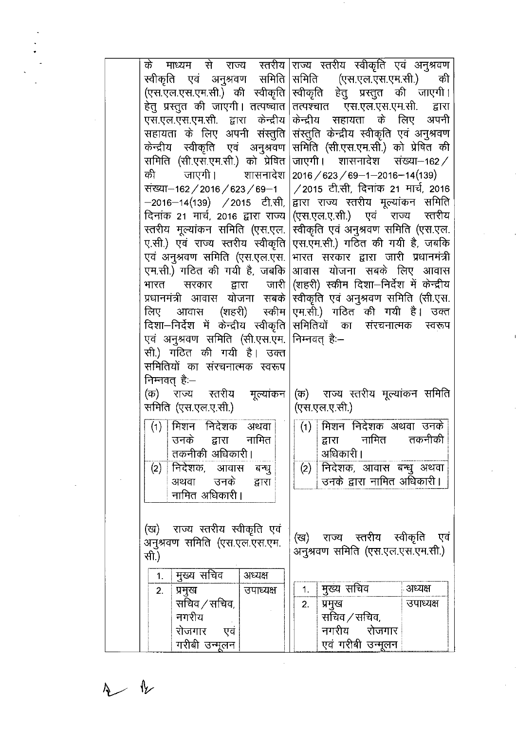| | | |
|---|---|---|
| | के माध्यम से राज्य स्तरीय स्वीकृति एवं अनुश्रवण समिति (एस.एल.एस.एम.सी.) की स्वीकृति हेतु प्रस्तुत की जाएगी। तत्पश्चात एस.एल.एस.एम.सी. द्वारा केन्द्रीय सहायता के लिए अपनी संस्तुति केन्द्रीय स्वीकृति एवं अनुश्रवण समिति (सी.एस.एम.सी.) को प्रेषित की जाएगी। शासनादेश संख्या–162/2016/623/69–1–2016–14(139) /2015 टी.सी, दिनांक 21 मार्च, 2016 द्वारा राज्य स्तरीय मूल्यांकन समिति (एस.एल.ए.सी.) एवं राज्य स्तरीय स्वीकृति एवं अनुश्रवण समिति (एस.एल.एस.एम.सी.) गठित की गयी है, जबकि भारत सरकार द्वारा जारी प्रधानमंत्री आवास योजना सबके लिए आवास (शहरी) स्कीम दिशा–निर्देश में केन्द्रीय स्वीकृति एवं अनुश्रवण समिति (सी.एस.एम.सी.) गठित की गयी है। उक्त समितियों का संरचनात्मक स्वरूप निम्नवत् है:–<br><br>(क) राज्य स्तरीय मूल्यांकन समिति (एस.एल.ए.सी.)<br><br>(1) मिशन निदेशक अथवा उनके द्वारा नामित तकनीकी अधिकारी।<br>(2) निदेशक, आवास बन्धु अथवा उनके द्वारा नामित अधिकारी।<br><br>(ख) राज्य स्तरीय स्वीकृति एवं अनुश्रवण समिति (एस.एल.एस.एम.सी.)<br><br>1. मुख्य सचिव — अध्यक्ष<br>2. प्रमुख सचिव/सचिव, नगरीय रोजगार एवं गरीबी उन्मूलन — उपाध्यक्ष | राज्य स्तरीय स्वीकृति एवं अनुश्रवण समिति (एस.एल.एस.एम.सी.) की स्वीकृति हेतु प्रस्तुत की जाएगी। तत्पश्चात एस.एल.एस.एम.सी. द्वारा केन्द्रीय सहायता के लिए अपनी संस्तुति केन्द्रीय स्वीकृति एवं अनुश्रवण समिति (सी.एस.एम.सी.) को प्रेषित की जाएगी। शासनादेश संख्या–162/2016/623/69–1–2016–14(139) /2015 टी.सी, दिनांक 21 मार्च, 2016 द्वारा राज्य स्तरीय मूल्यांकन समिति (एस.एल.ए.सी.) एवं राज्य स्तरीय स्वीकृति एवं अनुश्रवण समिति (एस.एल.एस.एम.सी.) गठित की गयी है, जबकि भारत सरकार द्वारा जारी प्रधानमंत्री आवास योजना सबके लिए आवास (शहरी) स्कीम दिशा–निर्देश में केन्द्रीय स्वीकृति एवं अनुश्रवण समिति (सी.एस.एम.सी.) गठित की गयी है। उक्त समितियों का संरचनात्मक स्वरूप निम्नवत् है:–<br><br>(क) राज्य स्तरीय मूल्यांकन समिति (एस.एल.ए.सी.)<br><br>(1) मिशन निदेशक अथवा उनके द्वारा नामित तकनीकी अधिकारी।<br>(2) निदेशक, आवास बन्धु अथवा उनके द्वारा नामित अधिकारी।<br><br>(ख) राज्य स्तरीय स्वीकृति एवं अनुश्रवण समिति (एस.एल.एस.एम.सी.)<br><br>1. मुख्य सचिव — अध्यक्ष<br>2. प्रमुख सचिव/सचिव, नगरीय रोजगार एवं गरीबी उन्मूलन — उपाध्यक्ष |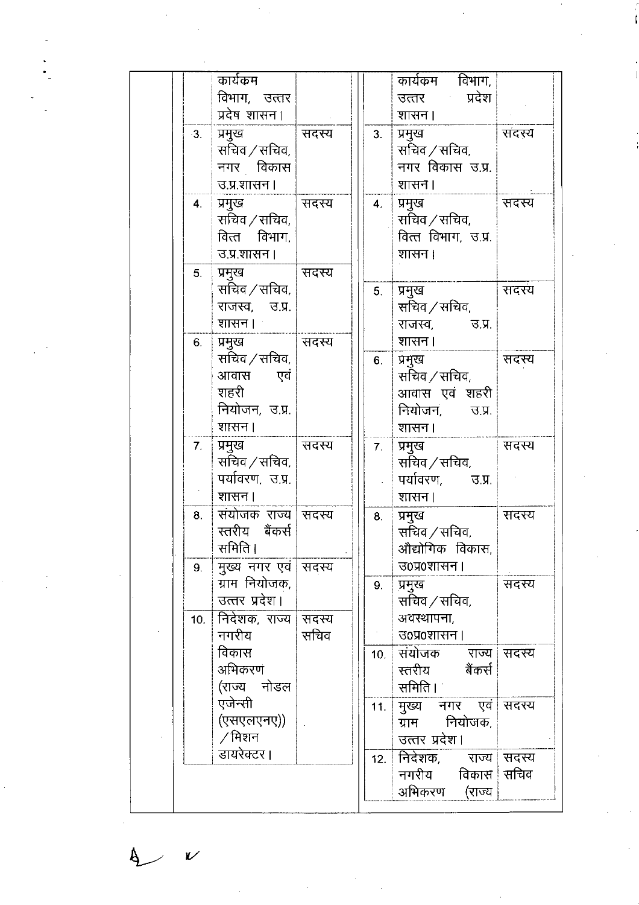| | | | | | |
|---|---|---|---|---|---|
| | कार्यक्रम विभाग, उत्तर प्रदेष शासन। | | | कार्यक्रम विभाग, उत्तर प्रदेश शासन। | |
| 3. | प्रमुख सचिव/सचिव, नगर विकास उ.प्र.शासन। | सदस्य | 3. | प्रमुख सचिव/सचिव, नगर विकास उ.प्र. शासन। | सदस्य |
| 4. | प्रमुख सचिव/सचिव, वित्त विभाग, उ.प्र.शासन। | सदस्य | 4. | प्रमुख सचिव/सचिव, वित्त विभाग, उ.प्र. शासन। | सदस्य |
| 5. | प्रमुख सचिव/सचिव, राजस्व, उ.प्र. शासन। | सदस्य | 5. | प्रमुख सचिव/सचिव, राजस्व, उ.प्र. शासन। | सदस्य |
| 6. | प्रमुख सचिव/सचिव, आवास एवं शहरी नियोजन, उ.प्र. शासन। | सदस्य | 6. | प्रमुख सचिव/सचिव, आवास एवं शहरी नियोजन, उ.प्र. शासन। | सदस्य |
| 7. | प्रमुख सचिव/सचिव, पर्यावरण, उ.प्र. शासन। | सदस्य | 7. | प्रमुख सचिव/सचिव, पर्यावरण, उ.प्र. शासन। | सदस्य |
| 8. | संयोजक राज्य स्तरीय बैंकर्स समिति। | सदस्य | 8. | प्रमुख सचिव/सचिव, औद्योगिक विकास, उ0प्र0शासन। | सदस्य |
| 9. | मुख्य नगर एवं ग्राम नियोजक, उत्तर प्रदेश। | सदस्य | 9. | प्रमुख सचिव/सचिव, अवस्थापना, उ0प्र0शासन। | सदस्य |
| 10. | निदेशक, राज्य नगरीय विकास अभिकरण (राज्य नोडल एजेन्सी (एसएलएनए)) /मिशन डायरेक्टर। | सदस्य सचिव | 10. | संयोजक राज्य स्तरीय बैंकर्स समिति। | सदस्य |
| | | | 11. | मुख्य नगर एवं ग्राम नियोजक, उत्तर प्रदेश। | सदस्य |
| | | | 12. | निदेशक, राज्य नगरीय विकास अभिकरण (राज्य | सदस्य सचिव |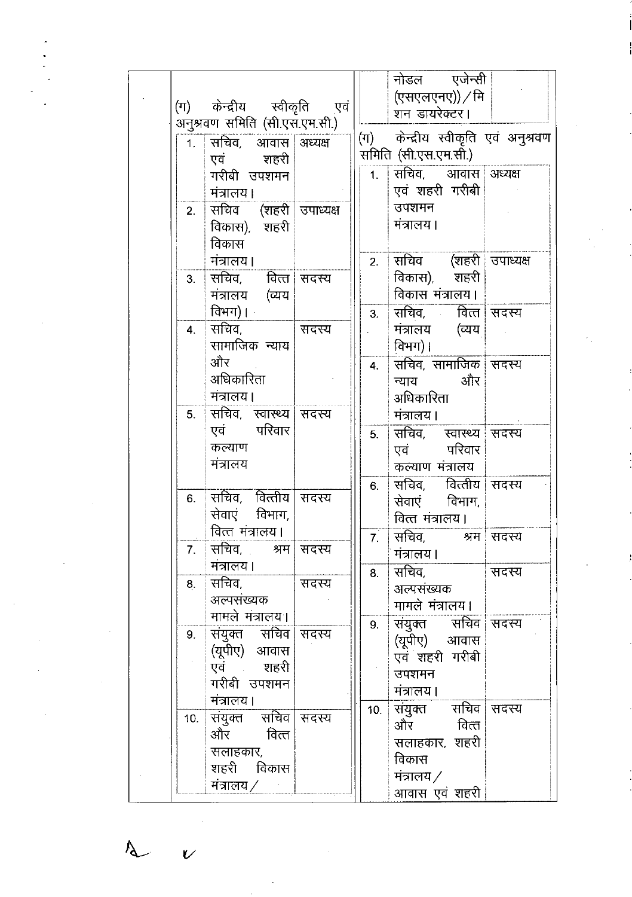| (ग) केन्द्रीय स्वीकृति एवं अनुश्रवण समिति (सी.एस.एम.सी.) | | | | | | नोडल एजेन्सी (एसएलएनए))/मिशन डायरेक्टर। | |
|---|---|---|---|---|---|---|---|
| | | | | (ग) केन्द्रीय स्वीकृति एवं अनुश्रवण समिति (सी.एस.एम.सी.) | | | |
| 1. | सचिव, आवास एवं शहरी गरीबी उपशमन मंत्रालय। | अध्यक्ष | | 1. | सचिव, आवास एवं शहरी गरीबी उपशमन मंत्रालय। | अध्यक्ष | |
| 2. | सचिव (शहरी विकास), शहरी विकास मंत्रालय। | उपाध्यक्ष | | 2. | सचिव (शहरी विकास), शहरी विकास मंत्रालय। | उपाध्यक्ष | |
| 3. | सचिव, वित्त मंत्रालय (व्यय विभग)। | सदस्य | | 3. | सचिव, वित्त मंत्रालय (व्यय विभग)। | सदस्य | |
| 4. | सचिव, सामाजिक न्याय और अधिकारिता मंत्रालय। | सदस्य | | 4. | सचिव, सामाजिक न्याय और अधिकारिता मंत्रालय। | सदस्य | |
| 5. | सचिव, स्वास्थ्य एवं परिवार कल्याण मंत्रालय | सदस्य | | 5. | सचिव, स्वास्थ्य एवं परिवार कल्याण मंत्रालय | सदस्य | |
| 6. | सचिव, वित्तीय सेवाएं विभाग, वित्त मंत्रालय। | सदस्य | | 6. | सचिव, वित्तीय सेवाएं विभाग, वित्त मंत्रालय। | सदस्य | |
| 7. | सचिव, श्रम मंत्रालय। | सदस्य | | 7. | सचिव, श्रम मंत्रालय। | सदस्य | |
| 8. | सचिव, अल्पसंख्यक मामले मंत्रालय। | सदस्य | | 8. | सचिव, अल्पसंख्यक मामले मंत्रालय। | सदस्य | |
| 9. | संयुक्त सचिव (यूपीए) आवास एवं शहरी गरीबी उपशमन मंत्रालय। | सदस्य | | 9. | संयुक्त सचिव (यूपीए) आवास एवं शहरी गरीबी उपशमन मंत्रालय। | सदस्य | |
| 10. | संयुक्त सचिव और वित्त सलाहकार, शहरी विकास मंत्रालय/ | सदस्य | | 10. | संयुक्त सचिव और वित्त सलाहकार, शहरी विकास मंत्रालय/ आवास एवं शहरी | सदस्य | |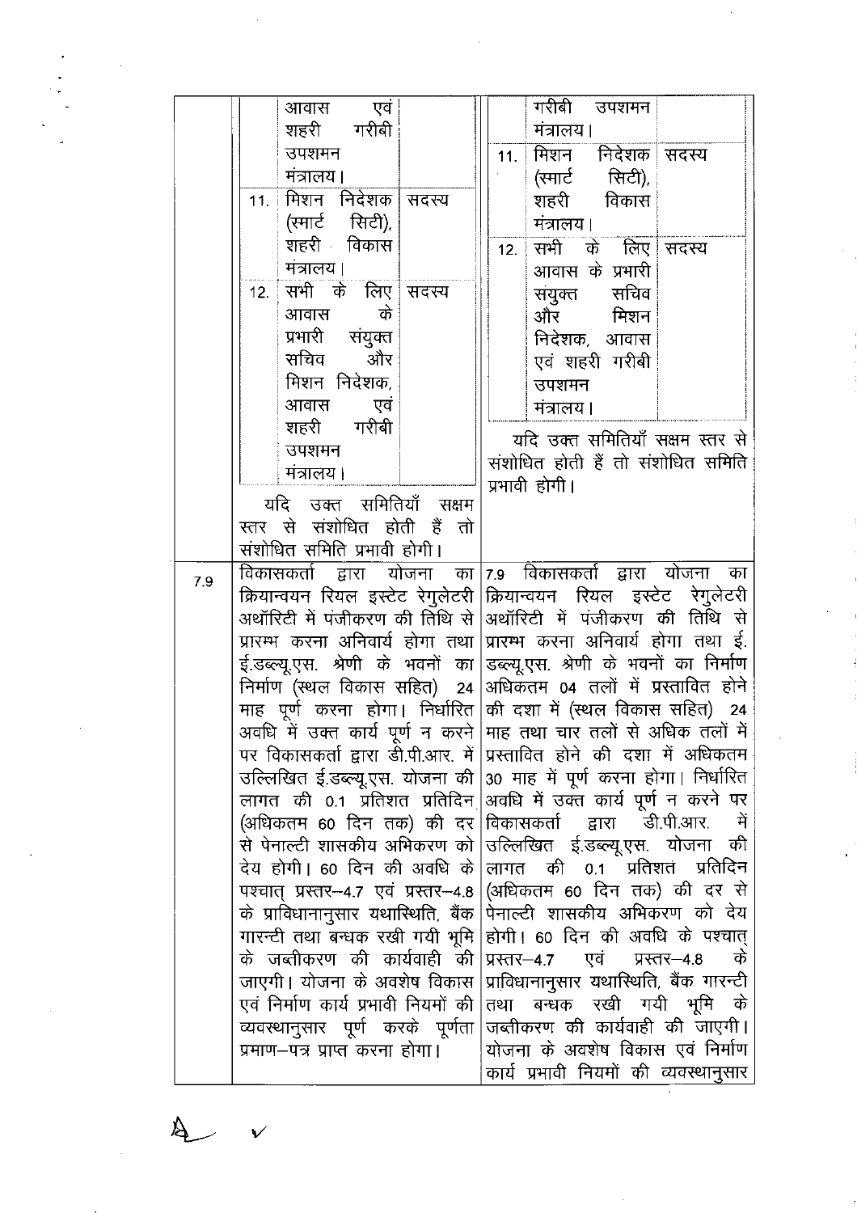| | | | |
|---|---|---|---|
| | आवास एवं शहरी गरीबी उपशमन मंत्रालय।<br><br>11. मिशन निदेशक (स्मार्ट सिटी), शहरी विकास मंत्रालय। — सदस्य<br><br>12. सभी के लिए आवास के प्रभारी संयुक्त सचिव और मिशन निदेशक, आवास एवं शहरी गरीबी उपशमन मंत्रालय। — सदस्य<br><br>यदि उक्त समितियाँ सक्षम स्तर से संशोधित होती हैं तो संशोधित समिति प्रभावी होगी। | | गरीबी उपशमन मंत्रालय।<br><br>11. मिशन निदेशक (स्मार्ट सिटी), शहरी विकास मंत्रालय। — सदस्य<br><br>12. सभी के लिए आवास के प्रभारी संयुक्त सचिव और मिशन निदेशक, आवास एवं शहरी गरीबी उपशमन मंत्रालय। — सदस्य<br><br>यदि उक्त समितियाँ सक्षम स्तर से संशोधित होती हैं तो संशोधित समिति प्रभावी होगी। |
| 7.9 | विकासकर्ता द्वारा योजना का क्रियान्वयन रियल इस्टेट रेगुलेटरी अथॉरिटी में पंजीकरण की तिथि से प्रारम्भ करना अनिवार्य होगा तथा ई.डब्ल्यू.एस. श्रेणी के भवनों का निर्माण (स्थल विकास सहित) 24 माह पूर्ण करना होगा। निर्धारित अवधि में उक्त कार्य पूर्ण न करने पर विकासकर्ता द्वारा डी.पी.आर. में उल्लिखित ई.डब्ल्यू.एस. योजना की लागत की 0.1 प्रतिशत प्रतिदिन (अधिकतम 60 दिन तक) की दर से पेनाल्टी शासकीय अभिकरण को देय होगी। 60 दिन की अवधि के पश्चात् प्रस्तर–4.7 एवं प्रस्तर–4.8 के प्राविधानानुसार यथास्थिति, बैंक गारन्टी तथा बन्धक रखी गयी भूमि के जब्तीकरण की कार्यवाही की जाएगी। योजना के अवशेष विकास एवं निर्माण कार्य प्रभावी नियमों की व्यवस्थानुसार पूर्ण करके पूर्णता प्रमाण–पत्र प्राप्त करना होगा। | 7.9 | विकासकर्ता द्वारा योजना का क्रियान्वयन रियल इस्टेट रेगुलेटरी अथॉरिटी में पंजीकरण की तिथि से प्रारम्भ करना अनिवार्य होगा तथा ई. डब्ल्यू.एस. श्रेणी के भवनों का निर्माण अधिकतम 04 तलों में प्रस्तावित होने की दशा में (स्थल विकास सहित) 24 माह तथा चार तलों से अधिक तलों में प्रस्तावित होने की दशा में अधिकतम 30 माह में पूर्ण करना होगा। निर्धारित अवधि में उक्त कार्य पूर्ण न करने पर विकासकर्ता द्वारा डी.पी.आर. में उल्लिखित ई.डब्ल्यू.एस. योजना की लागत की 0.1 प्रतिशत प्रतिदिन (अधिकतम 60 दिन तक) की दर से पेनाल्टी शासकीय अभिकरण को देय होगी। 60 दिन की अवधि के पश्चात् प्रस्तर–4.7 एवं प्रस्तर–4.8 के प्राविधानानुसार यथास्थिति, बैंक गारन्टी तथा बन्धक रखी गयी भूमि के जब्तीकरण की कार्यवाही की जाएगी। योजना के अवशेष विकास एवं निर्माण कार्य प्रभावी नियमों की व्यवस्थानुसार |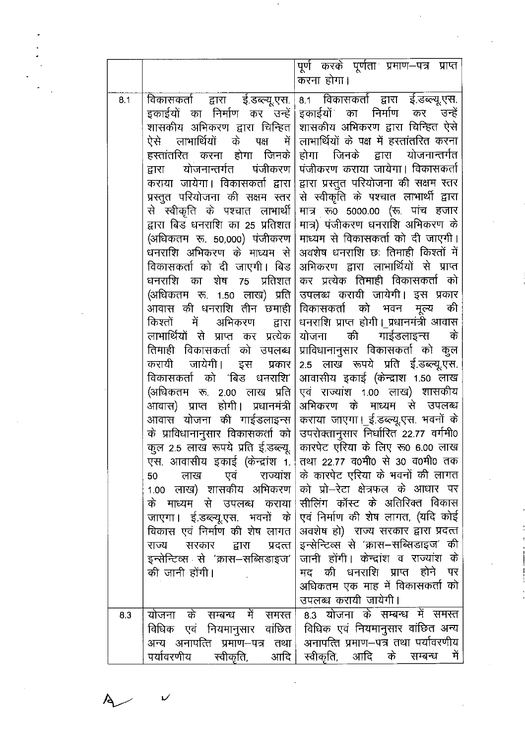| | | |
|---|---|---|
| | | पूर्ण करके पूर्णता प्रमाण–पत्र प्राप्त करना होगा। |
| 8.1 | विकासकर्ता द्वारा ई.डब्ल्यू.एस. इकाईयों का निर्माण कर उन्हें शासकीय अभिकरण द्वारा चिन्हित ऐसे लाभार्थियों के पक्ष में हस्तांतरित करना होगा जिनके द्वारा योजनान्तर्गत पंजीकरण कराया जायेगा। विकासकर्ता द्वारा प्रस्तुत परियोजना की सक्षम स्तर से स्वीकृति के पश्चात लाभार्थी द्वारा बिड धनराशि का 25 प्रतिशत (अधिकतम रू. 50,000) पंजीकरण धनराशि अभिकरण के माध्यम से विकासकर्ता को दी जाएगी। बिड धनराशि का शेष 75 प्रतिशत (अधिकतम रू. 1.50 लाख) प्रति आवास की धनराशि तीन छमाही किश्तों में अभिकरण द्वारा लाभार्थियों से प्राप्त कर प्रत्येक तिमाही विकासकर्ता को उपलब्ध करायी जायेगी। इस प्रकार विकासकर्ता को 'बिड धनराशि' (अधिकतम रू. 2.00 लाख प्रति आवास) प्राप्त होगी। प्रधानमंत्री आवास योजना की गाईडलाइन्स के प्राविधानानुसार विकासकर्ता को कुल 2.5 लाख रूपये प्रति ई.डब्ल्यू.एस. आवासीय इकाई (केन्द्रांश 1.50 लाख एवं राज्यांश 1.00 लाख) शासकीय अभिकरण के माध्यम से उपलब्ध कराया जाएगा। ई.डब्ल्यू.एस. भवनों के विकास एवं निर्माण की शेष लागत राज्य सरकार द्वारा प्रदत्त इन्सेन्टिव्स से 'क्रास–सब्सिडाइज' की जानी होंगी। | 8.1 विकासकर्ता द्वारा ई.डब्ल्यू.एस. इकाईयों का निर्माण कर उन्हें शासकीय अभिकरण द्वारा चिन्हित ऐसे लाभार्थियों के पक्ष में हस्तांतरित करना होगा जिनके द्वारा योजनान्तर्गत पंजीकरण कराया जायेगा। विकासकर्ता द्वारा प्रस्तुत परियोजना की सक्षम स्तर से स्वीकृति के पश्चात लाभार्थी द्वारा मात्र रू0 5000.00 (रू. पांच हजार मात्र) पंजीकरण धनराशि अभिकरण के माध्यम से विकासकर्ता को दी जाएगी। अवशेष धनराशि छः तिमाही किश्तों में अभिकरण द्वारा लाभार्थियों से प्राप्त कर प्रत्येक तिमाही विकासकर्ता को उपलब्ध करायी जायेगी। इस प्रकार विकासकर्ता को भवन मूल्य की धनराशि प्राप्त होगी। प्रधानमंत्री आवास योजना की गाईडलाइन्स के प्राविधानानुसार विकासकर्ता को कुल 2.5 लाख रूपये प्रति ई.डब्ल्यू.एस. आवासीय इकाई (केन्द्राश 1.50 लाख एवं राज्यांश 1.00 लाख) शासकीय अभिकरण के माध्यम से उपलब्ध कराया जाएगा। ई.डब्ल्यू.एस. भवनों के उपरोक्तानुसार निर्धारित 22.77 वर्गमी0 कारपेट एरिया के लिए रू0 6.00 लाख तथा 22.77 व0मी0 से 30 व0मी0 तक के कारपेट एरिया के भवनों की लागत को प्रो–रेटा क्षेत्रफल के आधार पर सीलिंग कॉस्ट के अतिरिक्त विकास एवं निर्माण की शेष लागत, (यदि कोई अवशेष हो) राज्य सरकार द्वारा प्रदत्त इन्सेन्टिव्स से 'क्रास–सब्सिडाइज' की जानी होंगी। केन्द्रांश व राज्यांश के मद की धनराशि प्राप्त होने पर अधिकतम एक माह में विकासकर्ता को उपलब्ध करायी जायेगी। |
| 8.3 | योजना के सम्बन्ध में समस्त विधिक एवं नियमानुसार वांछित अन्य अनापत्ति प्रमाण–पत्र तथा पर्यावरणीय स्वीकृति, आदि | 8.3 योजना के सम्बन्ध में समस्त विधिक एवं नियमानुसार वांछित अन्य अनापत्ति प्रमाण–पत्र तथा पर्यावरणीय स्वीकृति, आदि के सम्बन्ध में |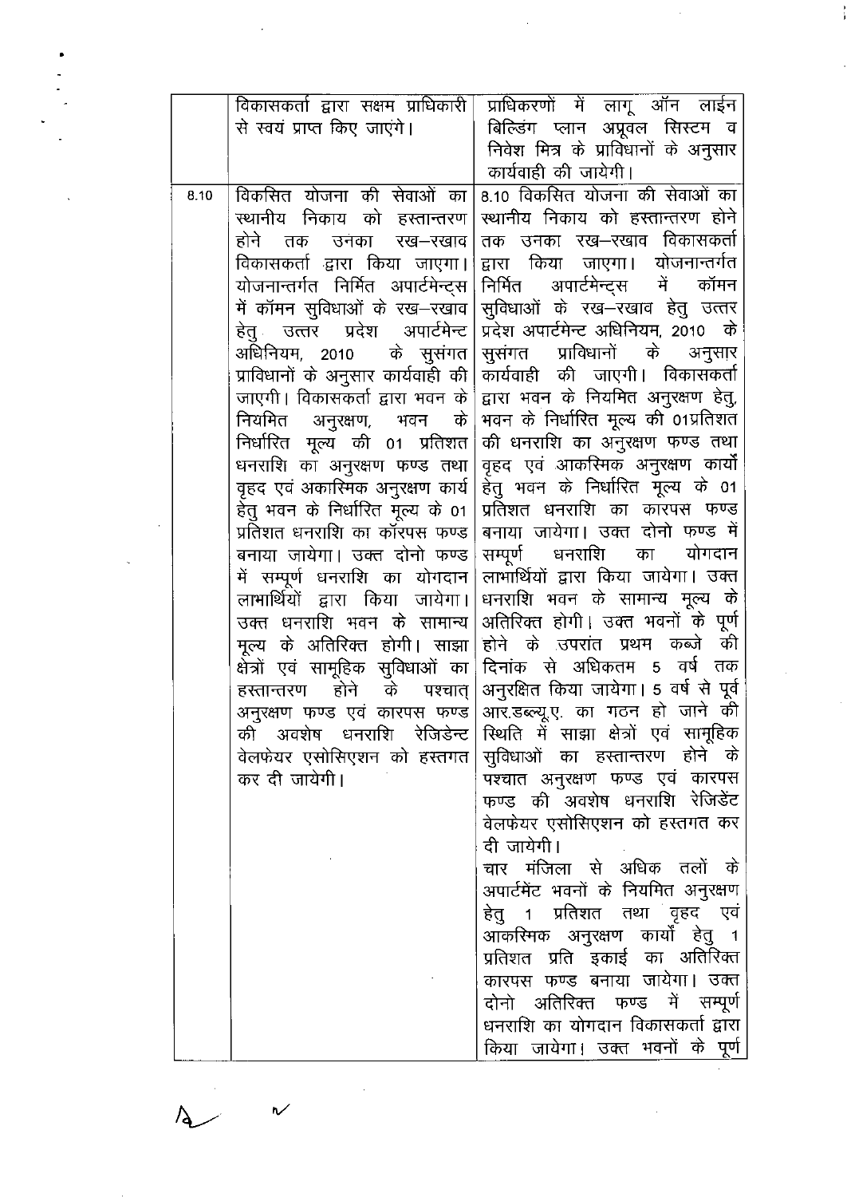| | | |
|---|---|---|
| | विकासकर्ता द्वारा सक्षम प्राधिकारी से स्वयं प्राप्त किए जाएंगे। | प्राधिकरणों में लागू ऑन लाईन बिल्डिंग प्लान अप्रूवल सिस्टम व निवेश मित्र के प्राविधानों के अनुसार कार्यवाही की जायेगी। |
| 8.10 | विकसित योजना की सेवाओं का स्थानीय निकाय को हस्तान्तरण होने तक उनका रख-रखाव विकासकर्ता द्वारा किया जाएगा। योजनान्तर्गत निर्मित अपार्टमेन्ट्स में कॉमन सुविधाओं के रख-रखाव हेतु उत्तर प्रदेश अपार्टमेन्ट अधिनियम, 2010 के सुसंगत प्राविधानों के अनुसार कार्यवाही की जाएगी। विकासकर्ता द्वारा भवन के नियमित अनुरक्षण, भवन के निर्धारित मूल्य की 01 प्रतिशत धनराशि का अनुरक्षण फण्ड तथा वृहद एवं अकास्मिक अनुरक्षण कार्य हेतु भवन के निर्धारित मूल्य के 01 प्रतिशत धनराशि का कॉरपस फण्ड बनाया जायेगा। उक्त दोनो फण्ड में सम्पूर्ण धनराशि का योगदान लाभार्थियों द्वारा किया जायेगा। उक्त धनराशि भवन के सामान्य मूल्य के अतिरिक्त होगी। साझा क्षेत्रों एवं सामूहिक सुविधाओं का हस्तान्तरण होने के पश्चात् अनुरक्षण फण्ड एवं कारपस फण्ड की अवशेष धनराशि रेजिडेन्ट वेलफेयर एसोसिएशन को हस्तगत कर दी जायेगी। | 8.10 विकसित योजना की सेवाओं का स्थानीय निकाय को हस्तान्तरण होने तक उनका रख-रखाव विकासकर्ता द्वारा किया जाएगा। योजनान्तर्गत निर्मित अपार्टमेन्ट्स में कॉमन सुविधाओं के रख-रखाव हेतु उत्तर प्रदेश अपार्टमेन्ट अधिनियम, 2010 के सुसंगत प्राविधानों के अनुसार कार्यवाही की जाएगी। विकासकर्ता द्वारा भवन के नियमित अनुरक्षण हेतु, भवन के निर्धारित मूल्य की 01प्रतिशत की धनराशि का अनुरक्षण फण्ड तथा वृहद एवं आकस्मिक अनुरक्षण कार्यों हेतु भवन के निर्धारित मूल्य के 01 प्रतिशत धनराशि का कारपस फण्ड बनाया जायेगा। उक्त दोनो फण्ड में सम्पूर्ण धनराशि का योगदान लाभार्थियों द्वारा किया जायेगा। उक्त धनराशि भवन के सामान्य मूल्य के अतिरिक्त होगी। उक्त भवनों के पूर्ण होने के उपरांत प्रथम कब्जे की दिनांक से अधिकतम 5 वर्ष तक अनुरक्षित किया जायेगा। 5 वर्ष से पूर्व आर.डब्ल्यू.ए. का गठन हो जाने की स्थिति में साझा क्षेत्रों एवं सामूहिक सुविधाओं का हस्तान्तरण होने के पश्चात अनुरक्षण फण्ड एवं कारपस फण्ड की अवशेष धनराशि रेजिडेंट वेलफेयर एसोसिएशन को हस्तगत कर दी जायेगी।<br><br>चार मंजिला से अधिक तलों के अपार्टमेंट भवनों के नियमित अनुरक्षण हेतु 1 प्रतिशत तथा वृहद एवं आकस्मिक अनुरक्षण कार्यों हेतु 1 प्रतिशत प्रति इकाई का अतिरिक्त कारपस फण्ड बनाया जायेगा। उक्त दोनो अतिरिक्त फण्ड में सम्पूर्ण धनराशि का योगदान विकासकर्ता द्वारा किया जायेगा। उक्त भवनों के पूर्ण |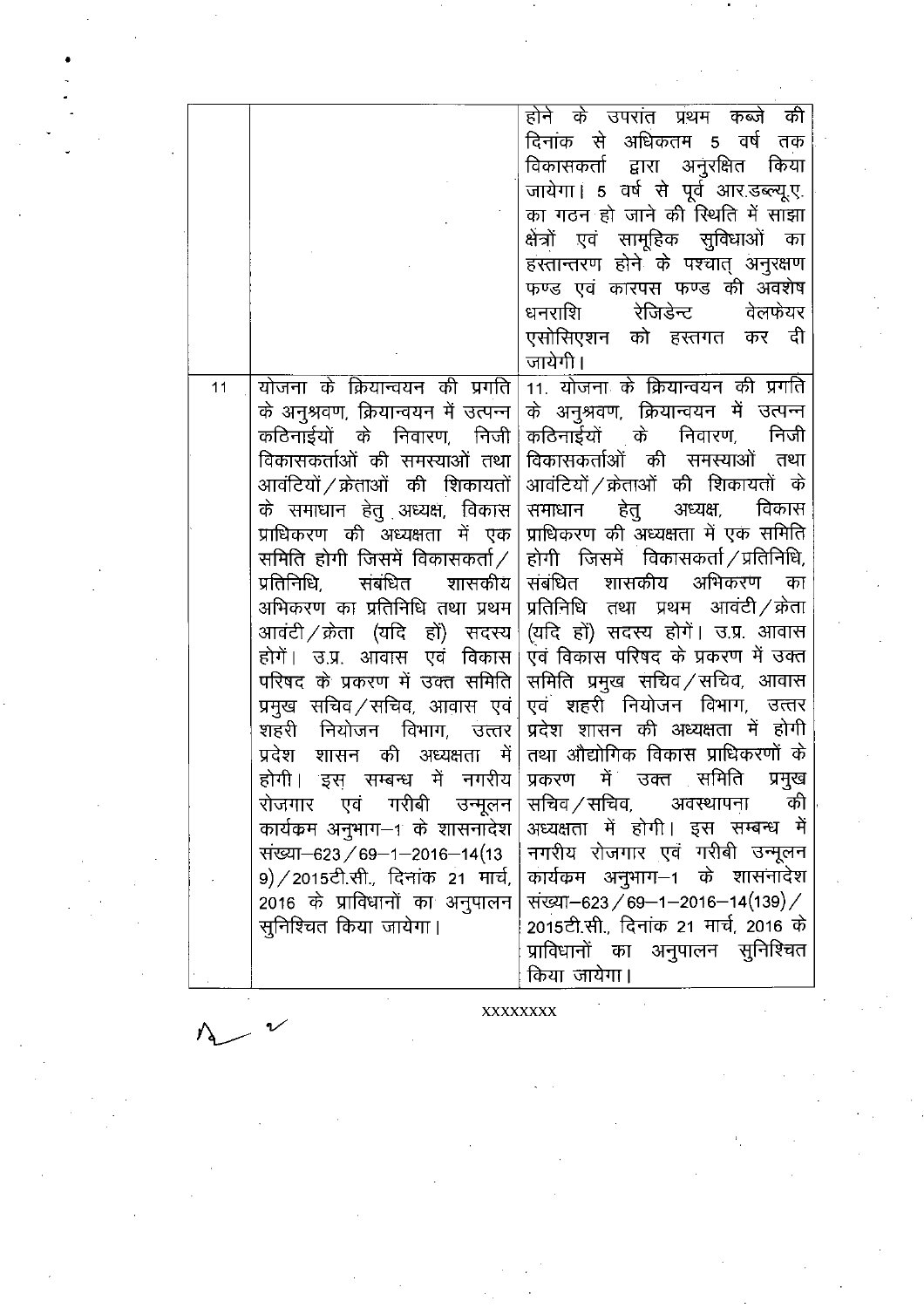| | | |
|---|---|---|
| | | होने के उपरांत प्रथम कब्जे की दिनांक से अधिकतम 5 वर्ष तक विकासकर्ता द्वारा अनुरक्षित किया जायेगा। 5 वर्ष से पूर्व आर.डब्ल्यू.ए. का गठन हो जाने की स्थिति में साझा क्षेत्रों एवं सामूहिक सुविधाओं का हस्तान्तरण होने के पश्चात् अनुरक्षण फण्ड एवं कारपस फण्ड की अवशेष धनराशि रेजिडेन्ट वेलफेयर एसोसिएशन को हस्तगत कर दी जायेगी। |
| 11 | योजना के क्रियान्वयन की प्रगति के अनुश्रवण, क्रियान्वयन में उत्पन्न कठिनाईयों के निवारण, निजी विकासकर्ताओं की समस्याओं तथा आवंटियों/क्रेताओं की शिकायतों के समाधान हेतु अध्यक्ष, विकास प्राधिकरण की अध्यक्षता में एक समिति होगी जिसमें विकासकर्ता/प्रतिनिधि, संबंधित शासकीय अभिकरण का प्रतिनिधि तथा प्रथम आवंटी/क्रेता (यदि हों) सदस्य होगें। उ.प्र. आवास एवं विकास परिषद के प्रकरण में उक्त समिति प्रमुख सचिव/सचिव, आवास एवं शहरी नियोजन विभाग, उत्तर प्रदेश शासन की अध्यक्षता में होगी। इस सम्बन्ध में नगरीय रोजगार एवं गरीबी उन्मूलन कार्यक्रम अनुभाग–1 के शासनादेश संख्या–623/69–1–2016–14(139)/2015टी.सी., दिनांक 21 मार्च, 2016 के प्राविधानों का अनुपालन सुनिश्चित किया जायेगा। | 11. योजना के क्रियान्वयन की प्रगति के अनुश्रवण, क्रियान्वयन में उत्पन्न कठिनाईयों के निवारण, निजी विकासकर्ताओं की समस्याओं तथा आवंटियों/क्रेताओं की शिकायतों के समाधान हेतु अध्यक्ष, विकास प्राधिकरण की अध्यक्षता में एक समिति होगी जिसमें विकासकर्ता/प्रतिनिधि, संबंधित शासकीय अभिकरण का प्रतिनिधि तथा प्रथम आवंटी/क्रेता (यदि हों) सदस्य होगें। उ.प्र. आवास एवं विकास परिषद के प्रकरण में उक्त समिति प्रमुख सचिव/सचिव, आवास एवं शहरी नियोजन विभाग, उत्तर प्रदेश शासन की अध्यक्षता में होगी तथा औद्योगिक विकास प्राधिकरणों के प्रकरण में उक्त समिति प्रमुख सचिव/सचिव, अवस्थापना की अध्यक्षता में होगी। इस सम्बन्ध में नगरीय रोजगार एवं गरीबी उन्मूलन कार्यक्रम अनुभाग–1 के शासनादेश संख्या–623/69–1–2016–14(139)/2015टी.सी., दिनांक 21 मार्च, 2016 के प्राविधानों का अनुपालन सुनिश्चित किया जायेगा। |

xxxxxxxx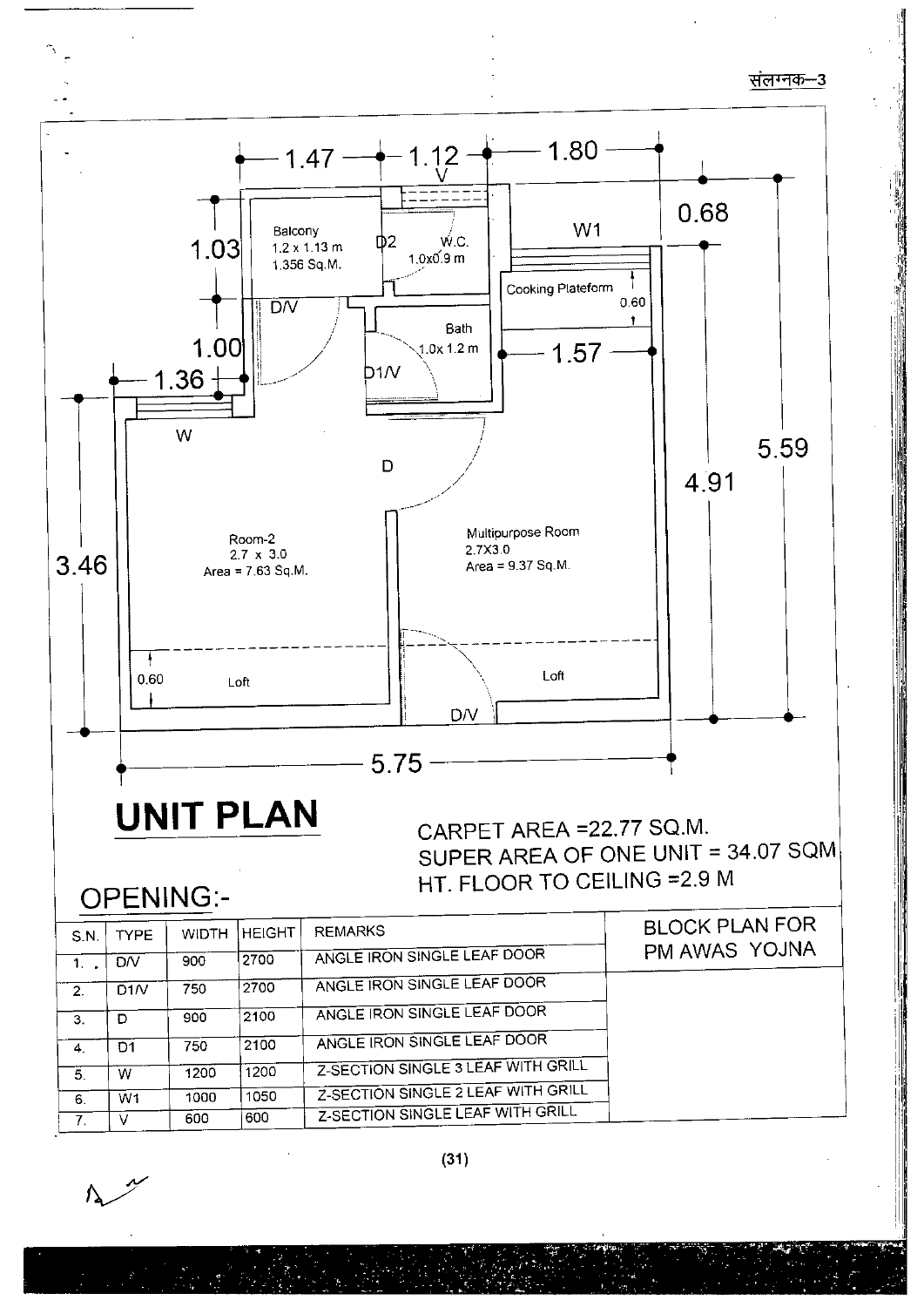संलग्नक–3

Balcony
1.2 x 1.13 m
1.356 Sq.M.

D2

W.C.
1.0x0.9 m

W1

Cooking Plateform

0.60

D/V

Bath
1.0x 1.2 m

D1/V

W

D

Room-2
2.7 x 3.0
Area = 7.63 Sq.M.

Multipurpose Room
2.7X3.0
Area = 9.37 Sq.M.

0.60

Loft

Loft

D/V

1.47 — 1.12 — 1.80

V

0.68

1.03

1.00

1.36

1.57

5.59

4.91

3.46

5.75

# UNIT PLAN

CARPET AREA =22.77 SQ.M.
SUPER AREA OF ONE UNIT = 34.07 SQM
HT. FLOOR TO CEILING =2.9 M

## OPENING:-

| S.N. | TYPE | WIDTH | HEIGHT | REMARKS |
|---|---|---|---|---|
| 1. | D/V | 900 | 2700 | ANGLE IRON SINGLE LEAF DOOR |
| 2. | D1/V | 750 | 2700 | ANGLE IRON SINGLE LEAF DOOR |
| 3. | D | 900 | 2100 | ANGLE IRON SINGLE LEAF DOOR |
| 4. | D1 | 750 | 2100 | ANGLE IRON SINGLE LEAF DOOR |
| 5. | W | 1200 | 1200 | Z-SECTION SINGLE 3 LEAF WITH GRILL |
| 6. | W1 | 1000 | 1050 | Z-SECTION SINGLE 2 LEAF WITH GRILL |
| 7. | V | 600 | 600 | Z-SECTION SINGLE LEAF WITH GRILL |

BLOCK PLAN FOR PM AWAS YOJNA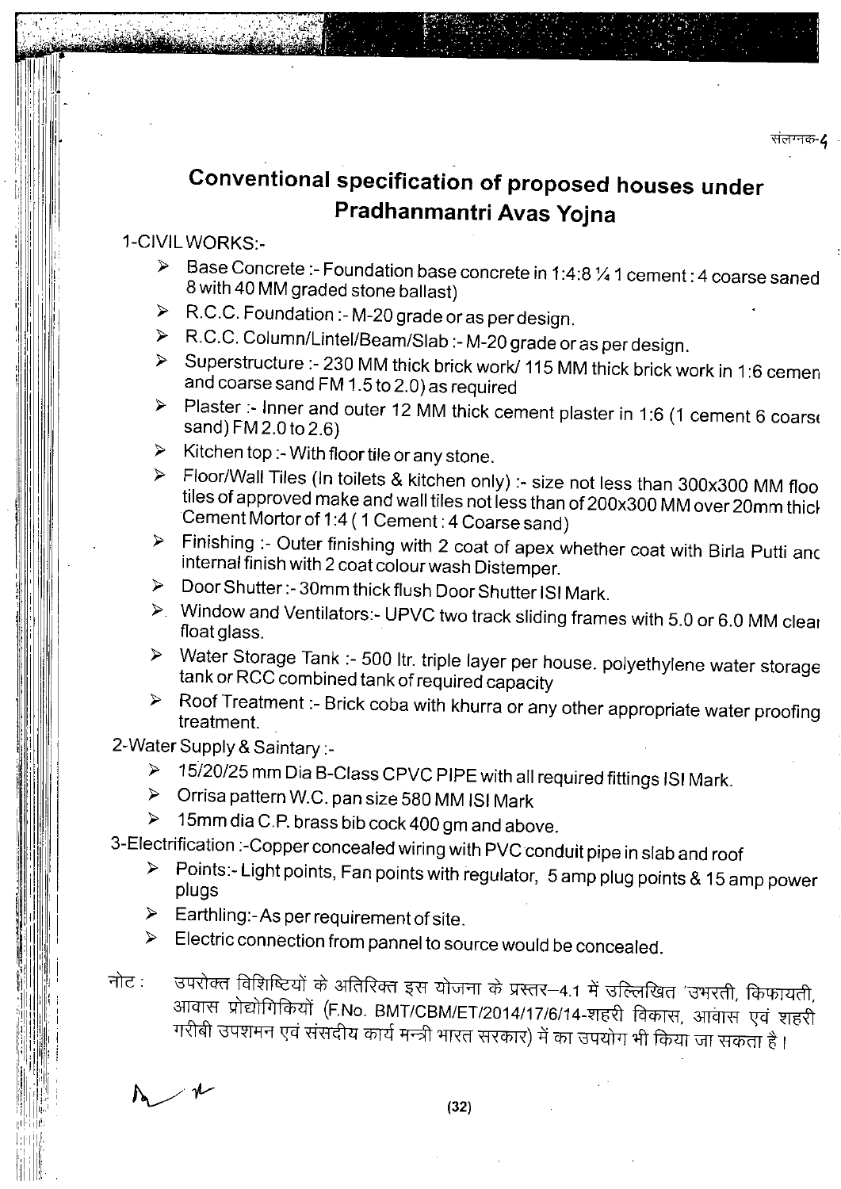संलग्नक-4

# Conventional specification of proposed houses under Pradhanmantri Avas Yojna

1-CIVIL WORKS:-

- Base Concrete :- Foundation base concrete in 1:4:8 ¼ 1 cement : 4 coarse saned 8 with 40 MM graded stone ballast)
- R.C.C. Foundation :- M-20 grade or as per design.
- R.C.C. Column/Lintel/Beam/Slab :- M-20 grade or as per design.
- Superstructure :- 230 MM thick brick work/ 115 MM thick brick work in 1:6 cemen and coarse sand FM 1.5 to 2.0) as required
- Plaster :- Inner and outer 12 MM thick cement plaster in 1:6 (1 cement 6 coars sand) FM 2.0 to 2.6)
- Kitchen top :- With floor tile or any stone.
- Floor/Wall Tiles (In toilets & kitchen only) :- size not less than 300x300 MM floo tiles of approved make and wall tiles not less than of 200x300 MM over 20mm thicl Cement Mortor of 1:4 ( 1 Cement : 4 Coarse sand)
- Finishing :- Outer finishing with 2 coat of apex whether coat with Birla Putti anc internal finish with 2 coat colour wash Distemper.
- Door Shutter :- 30mm thick flush Door Shutter ISI Mark.
- Window and Ventilators:- UPVC two track sliding frames with 5.0 or 6.0 MM clear float glass.
- Water Storage Tank :- 500 ltr. triple layer per house. polyethylene water storage tank or RCC combined tank of required capacity
- Roof Treatment :- Brick coba with khurra or any other appropriate water proofing treatment.

2-Water Supply & Saintary :-

- 15/20/25 mm Dia B-Class CPVC PIPE with all required fittings ISI Mark.
- Orrisa pattern W.C. pan size 580 MM ISI Mark
- 15mm dia C.P. brass bib cock 400 gm and above.

3-Electrification :-Copper concealed wiring with PVC conduit pipe in slab and roof

- Points:- Light points, Fan points with regulator, 5 amp plug points & 15 amp power plugs
- Earthling:- As per requirement of site.
- Electric connection from pannel to source would be concealed.

नोट : उपरोक्त विशिष्टियों के अतिरिक्त इस योजना के प्रस्तर–4.1 में उल्लिखित 'उभरती, किफायती, आवास प्रोद्योगिकियों (F.No. BMT/CBM/ET/2014/17/6/14-शहरी विकास, आवास एवं शहरी गरीबी उपशमन एवं संसदीय कार्य मन्त्री भारत सरकार) में का उपयोग भी किया जा सकता है।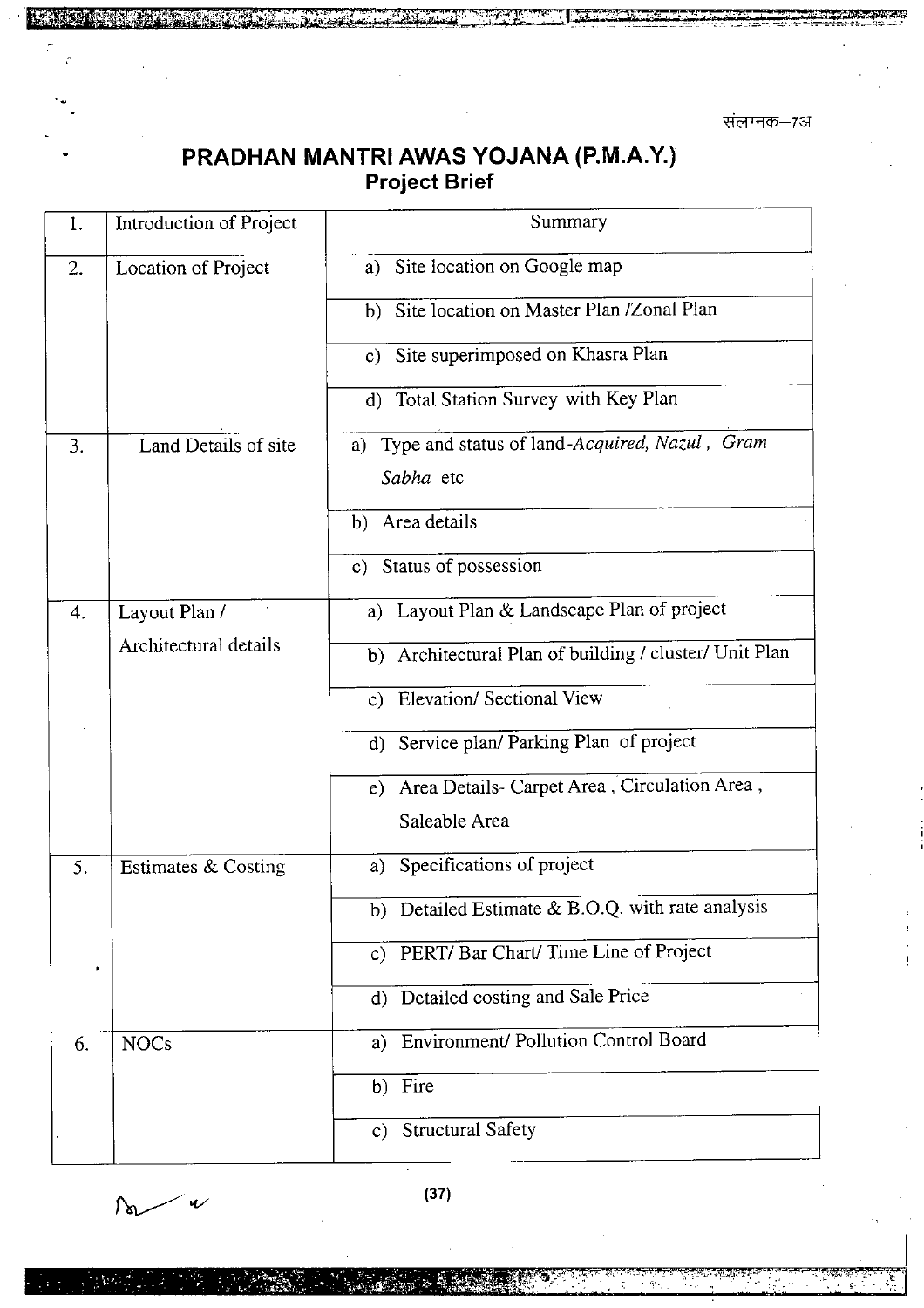संलग्नक–7अ

# PRADHAN MANTRI AWAS YOJANA (P.M.A.Y.)

## Project Brief

| | | |
|---|---|---|
| 1. | Introduction of Project | Summary |
| 2. | Location of Project | a) Site location on Google map |
| | | b) Site location on Master Plan /Zonal Plan |
| | | c) Site superimposed on Khasra Plan |
| | | d) Total Station Survey with Key Plan |
| 3. | Land Details of site | a) Type and status of land-*Acquired, Nazul , Gram Sabha* etc |
| | | b) Area details |
| | | c) Status of possession |
| 4. | Layout Plan / Architectural details | a) Layout Plan & Landscape Plan of project |
| | | b) Architectural Plan of building / cluster/ Unit Plan |
| | | c) Elevation/ Sectional View |
| | | d) Service plan/ Parking Plan of project |
| | | e) Area Details- Carpet Area , Circulation Area , Saleable Area |
| 5. | Estimates & Costing | a) Specifications of project |
| | | b) Detailed Estimate & B.O.Q. with rate analysis |
| | | c) PERT/ Bar Chart/ Time Line of Project |
| | | d) Detailed costing and Sale Price |
| 6. | NOCs | a) Environment/ Pollution Control Board |
| | | b) Fire |
| | | c) Structural Safety |